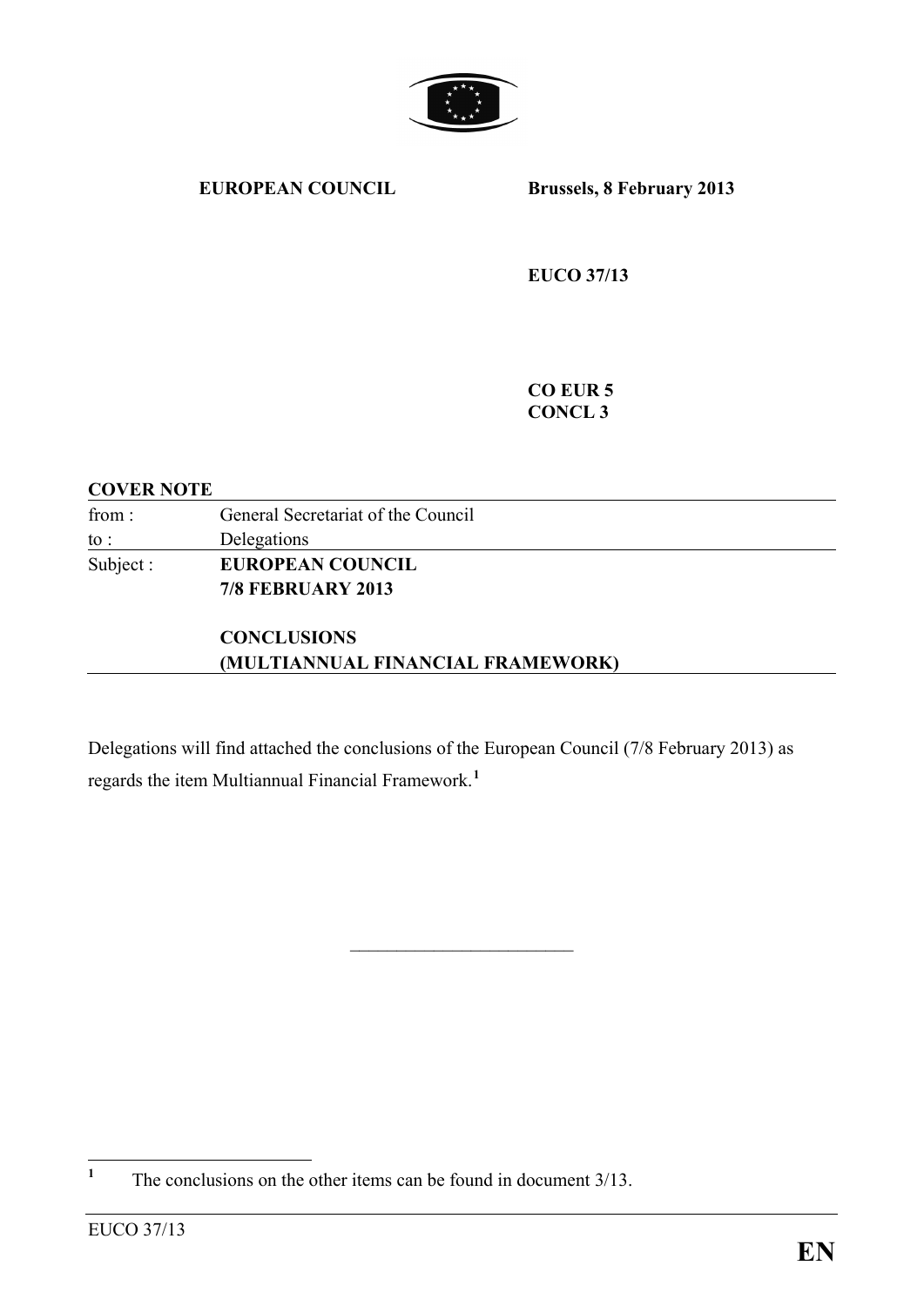**EUROPEAN COUNCIL** **Brussels, 8 February 2013**

**EUCO 37/13**

**CO EUR 5**
**CONCL 3**

**COVER NOTE**

| | |
|---|---|
| from : | General Secretariat of the Council |
| to : | Delegations |
| Subject : | **EUROPEAN COUNCIL 7/8 FEBRUARY 2013** <br><br> **CONCLUSIONS (MULTIANNUAL FINANCIAL FRAMEWORK)** |

Delegations will find attached the conclusions of the European Council (7/8 February 2013) as regards the item Multiannual Financial Framework.[1]

---

[1] The conclusions on the other items can be found in document 3/13.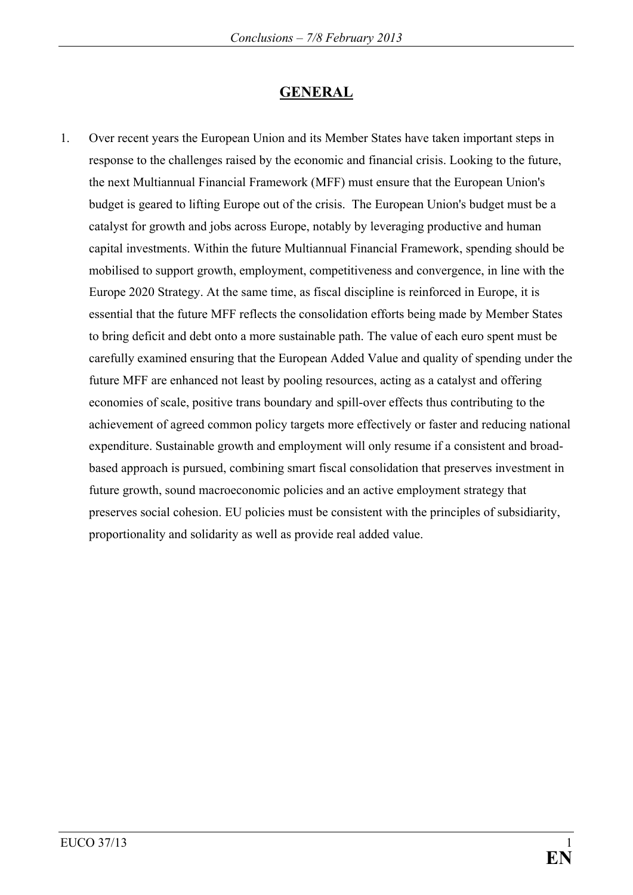# GENERAL

1. Over recent years the European Union and its Member States have taken important steps in response to the challenges raised by the economic and financial crisis. Looking to the future, the next Multiannual Financial Framework (MFF) must ensure that the European Union's budget is geared to lifting Europe out of the crisis. The European Union's budget must be a catalyst for growth and jobs across Europe, notably by leveraging productive and human capital investments. Within the future Multiannual Financial Framework, spending should be mobilised to support growth, employment, competitiveness and convergence, in line with the Europe 2020 Strategy. At the same time, as fiscal discipline is reinforced in Europe, it is essential that the future MFF reflects the consolidation efforts being made by Member States to bring deficit and debt onto a more sustainable path. The value of each euro spent must be carefully examined ensuring that the European Added Value and quality of spending under the future MFF are enhanced not least by pooling resources, acting as a catalyst and offering economies of scale, positive trans boundary and spill-over effects thus contributing to the achievement of agreed common policy targets more effectively or faster and reducing national expenditure. Sustainable growth and employment will only resume if a consistent and broad-based approach is pursued, combining smart fiscal consolidation that preserves investment in future growth, sound macroeconomic policies and an active employment strategy that preserves social cohesion. EU policies must be consistent with the principles of subsidiarity, proportionality and solidarity as well as provide real added value.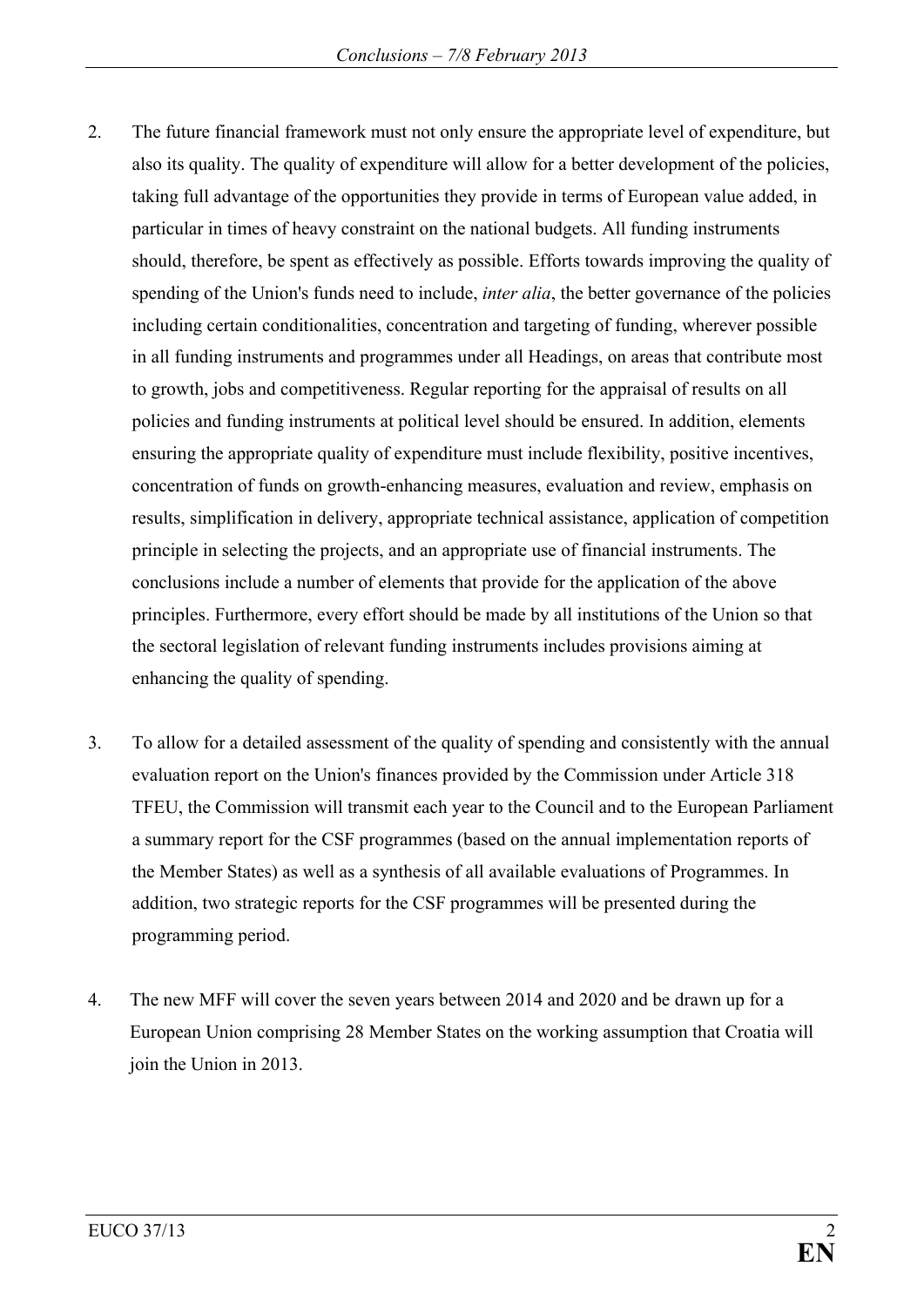2. The future financial framework must not only ensure the appropriate level of expenditure, but also its quality. The quality of expenditure will allow for a better development of the policies, taking full advantage of the opportunities they provide in terms of European value added, in particular in times of heavy constraint on the national budgets. All funding instruments should, therefore, be spent as effectively as possible. Efforts towards improving the quality of spending of the Union's funds need to include, *inter alia*, the better governance of the policies including certain conditionalities, concentration and targeting of funding, wherever possible in all funding instruments and programmes under all Headings, on areas that contribute most to growth, jobs and competitiveness. Regular reporting for the appraisal of results on all policies and funding instruments at political level should be ensured. In addition, elements ensuring the appropriate quality of expenditure must include flexibility, positive incentives, concentration of funds on growth-enhancing measures, evaluation and review, emphasis on results, simplification in delivery, appropriate technical assistance, application of competition principle in selecting the projects, and an appropriate use of financial instruments. The conclusions include a number of elements that provide for the application of the above principles. Furthermore, every effort should be made by all institutions of the Union so that the sectoral legislation of relevant funding instruments includes provisions aiming at enhancing the quality of spending.

3. To allow for a detailed assessment of the quality of spending and consistently with the annual evaluation report on the Union's finances provided by the Commission under Article 318 TFEU, the Commission will transmit each year to the Council and to the European Parliament a summary report for the CSF programmes (based on the annual implementation reports of the Member States) as well as a synthesis of all available evaluations of Programmes. In addition, two strategic reports for the CSF programmes will be presented during the programming period.

4. The new MFF will cover the seven years between 2014 and 2020 and be drawn up for a European Union comprising 28 Member States on the working assumption that Croatia will join the Union in 2013.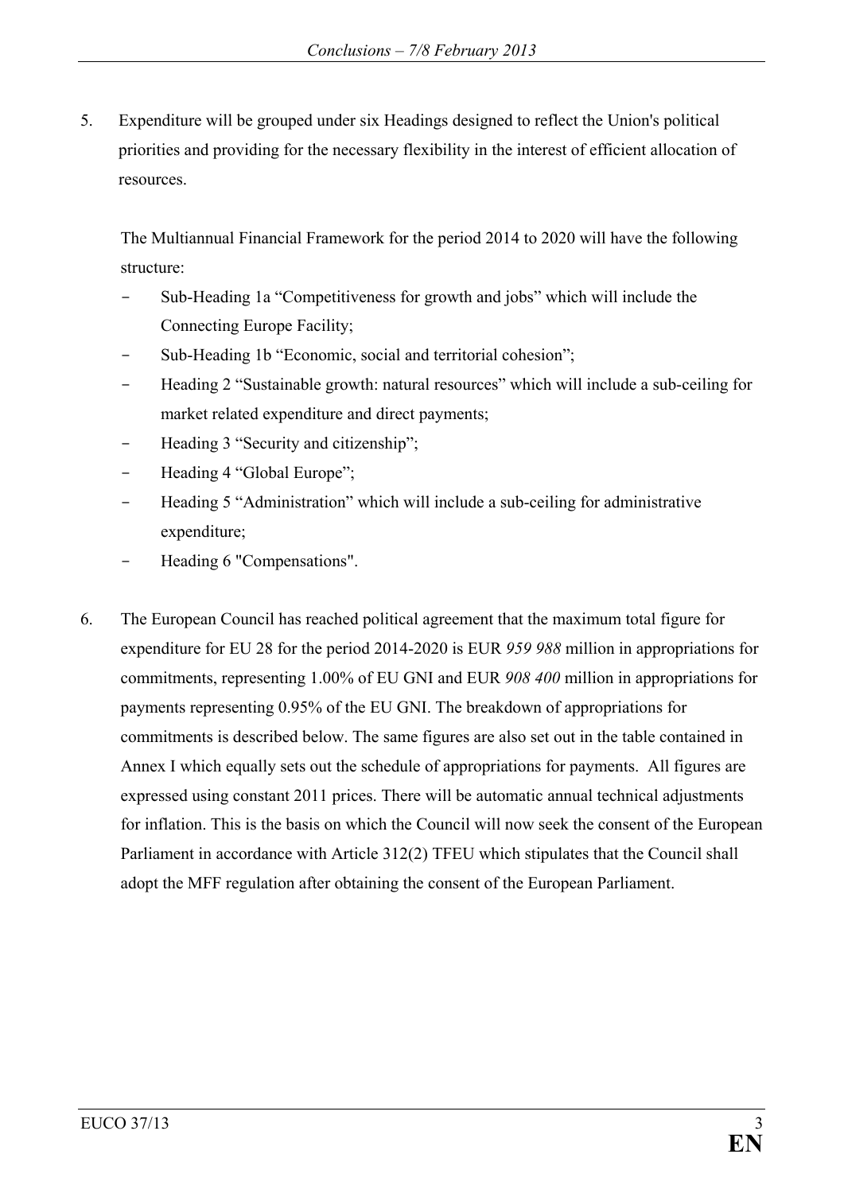5. Expenditure will be grouped under six Headings designed to reflect the Union's political priorities and providing for the necessary flexibility in the interest of efficient allocation of resources.

   The Multiannual Financial Framework for the period 2014 to 2020 will have the following structure:

   - Sub-Heading 1a “Competitiveness for growth and jobs” which will include the Connecting Europe Facility;
   - Sub-Heading 1b “Economic, social and territorial cohesion”;
   - Heading 2 “Sustainable growth: natural resources” which will include a sub-ceiling for market related expenditure and direct payments;
   - Heading 3 “Security and citizenship”;
   - Heading 4 “Global Europe”;
   - Heading 5 “Administration” which will include a sub-ceiling for administrative expenditure;
   - Heading 6 "Compensations".

6. The European Council has reached political agreement that the maximum total figure for expenditure for EU 28 for the period 2014-2020 is EUR *959 988* million in appropriations for commitments, representing 1.00% of EU GNI and EUR *908 400* million in appropriations for payments representing 0.95% of the EU GNI. The breakdown of appropriations for commitments is described below. The same figures are also set out in the table contained in Annex I which equally sets out the schedule of appropriations for payments. All figures are expressed using constant 2011 prices. There will be automatic annual technical adjustments for inflation. This is the basis on which the Council will now seek the consent of the European Parliament in accordance with Article 312(2) TFEU which stipulates that the Council shall adopt the MFF regulation after obtaining the consent of the European Parliament.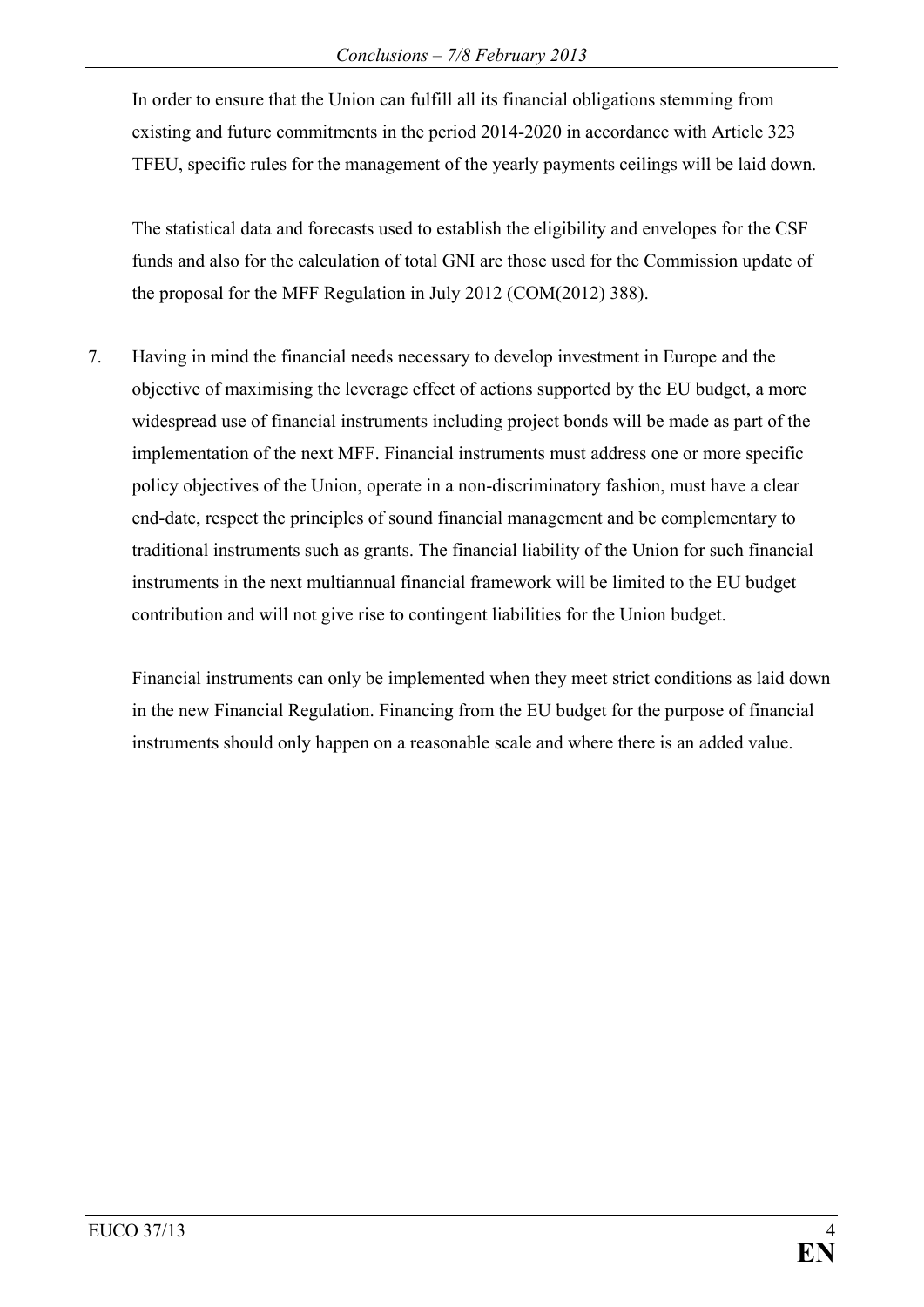In order to ensure that the Union can fulfill all its financial obligations stemming from existing and future commitments in the period 2014-2020 in accordance with Article 323 TFEU, specific rules for the management of the yearly payments ceilings will be laid down.

The statistical data and forecasts used to establish the eligibility and envelopes for the CSF funds and also for the calculation of total GNI are those used for the Commission update of the proposal for the MFF Regulation in July 2012 (COM(2012) 388).

7. Having in mind the financial needs necessary to develop investment in Europe and the objective of maximising the leverage effect of actions supported by the EU budget, a more widespread use of financial instruments including project bonds will be made as part of the implementation of the next MFF. Financial instruments must address one or more specific policy objectives of the Union, operate in a non-discriminatory fashion, must have a clear end-date, respect the principles of sound financial management and be complementary to traditional instruments such as grants. The financial liability of the Union for such financial instruments in the next multiannual financial framework will be limited to the EU budget contribution and will not give rise to contingent liabilities for the Union budget.

   Financial instruments can only be implemented when they meet strict conditions as laid down in the new Financial Regulation. Financing from the EU budget for the purpose of financial instruments should only happen on a reasonable scale and where there is an added value.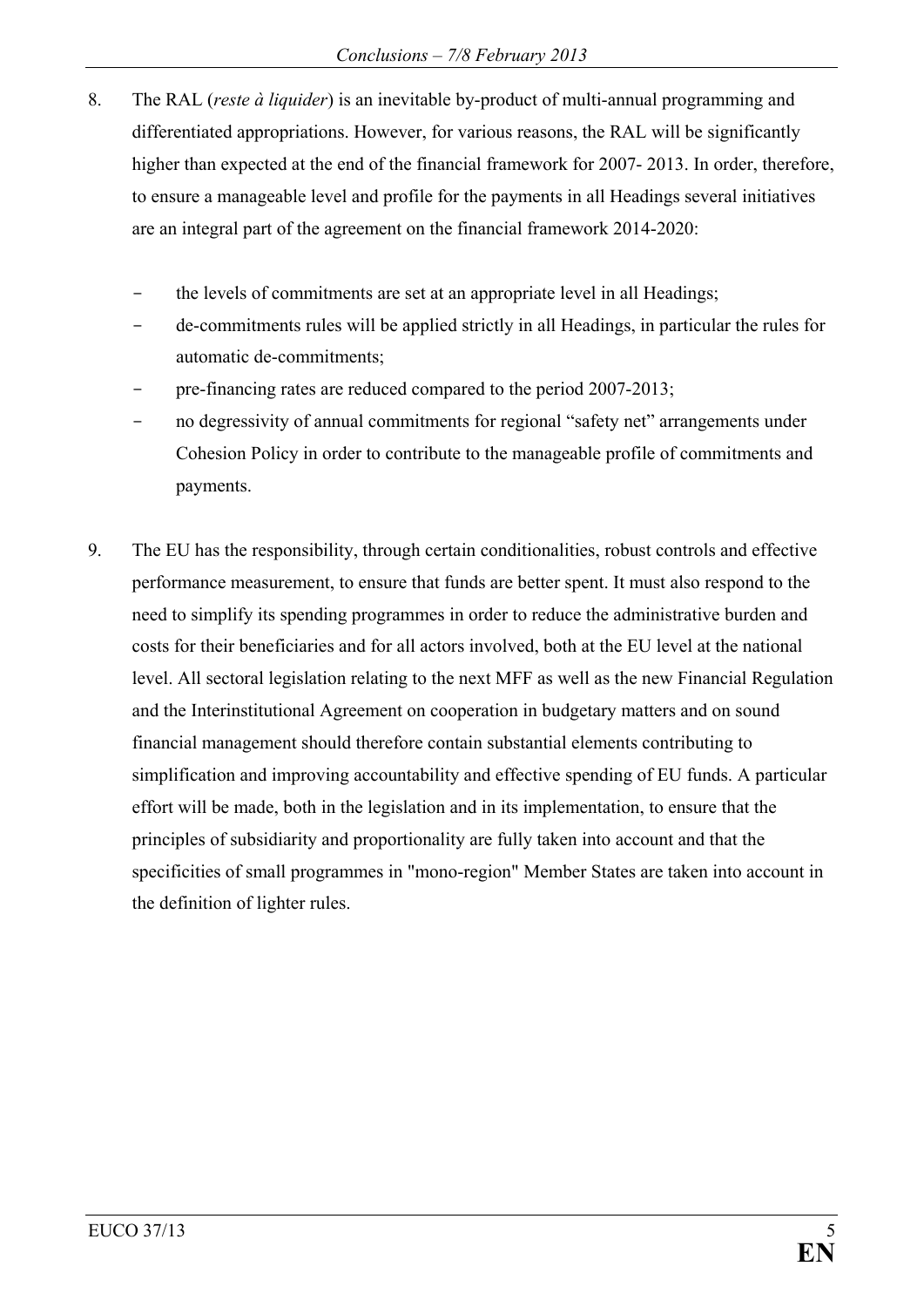8. The RAL (*reste à liquider*) is an inevitable by-product of multi-annual programming and differentiated appropriations. However, for various reasons, the RAL will be significantly higher than expected at the end of the financial framework for 2007- 2013. In order, therefore, to ensure a manageable level and profile for the payments in all Headings several initiatives are an integral part of the agreement on the financial framework 2014-2020:

   - the levels of commitments are set at an appropriate level in all Headings;
   - de-commitments rules will be applied strictly in all Headings, in particular the rules for automatic de-commitments;
   - pre-financing rates are reduced compared to the period 2007-2013;
   - no degressivity of annual commitments for regional “safety net” arrangements under Cohesion Policy in order to contribute to the manageable profile of commitments and payments.

9. The EU has the responsibility, through certain conditionalities, robust controls and effective performance measurement, to ensure that funds are better spent. It must also respond to the need to simplify its spending programmes in order to reduce the administrative burden and costs for their beneficiaries and for all actors involved, both at the EU level at the national level. All sectoral legislation relating to the next MFF as well as the new Financial Regulation and the Interinstitutional Agreement on cooperation in budgetary matters and on sound financial management should therefore contain substantial elements contributing to simplification and improving accountability and effective spending of EU funds. A particular effort will be made, both in the legislation and in its implementation, to ensure that the principles of subsidiarity and proportionality are fully taken into account and that the specificities of small programmes in "mono-region" Member States are taken into account in the definition of lighter rules.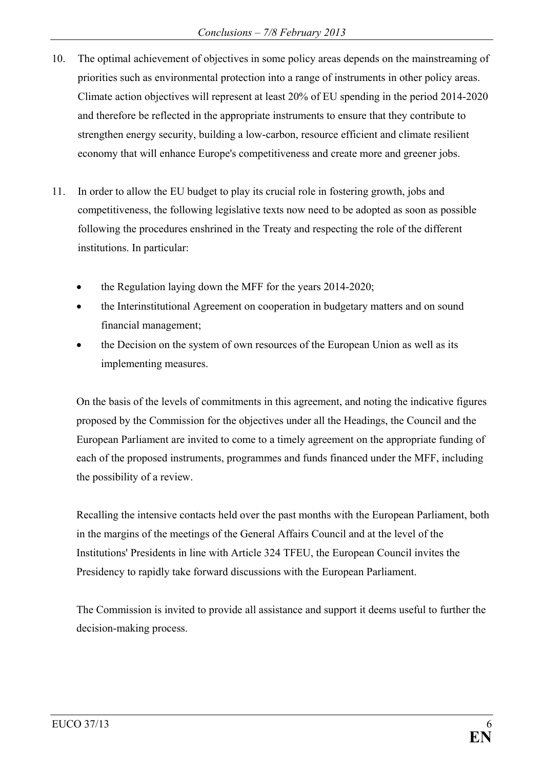10. The optimal achievement of objectives in some policy areas depends on the mainstreaming of priorities such as environmental protection into a range of instruments in other policy areas. Climate action objectives will represent at least 20% of EU spending in the period 2014-2020 and therefore be reflected in the appropriate instruments to ensure that they contribute to strengthen energy security, building a low-carbon, resource efficient and climate resilient economy that will enhance Europe's competitiveness and create more and greener jobs.

11. In order to allow the EU budget to play its crucial role in fostering growth, jobs and competitiveness, the following legislative texts now need to be adopted as soon as possible following the procedures enshrined in the Treaty and respecting the role of the different institutions. In particular:

    - the Regulation laying down the MFF for the years 2014-2020;
    - the Interinstitutional Agreement on cooperation in budgetary matters and on sound financial management;
    - the Decision on the system of own resources of the European Union as well as its implementing measures.

    On the basis of the levels of commitments in this agreement, and noting the indicative figures proposed by the Commission for the objectives under all the Headings, the Council and the European Parliament are invited to come to a timely agreement on the appropriate funding of each of the proposed instruments, programmes and funds financed under the MFF, including the possibility of a review.

    Recalling the intensive contacts held over the past months with the European Parliament, both in the margins of the meetings of the General Affairs Council and at the level of the Institutions' Presidents in line with Article 324 TFEU, the European Council invites the Presidency to rapidly take forward discussions with the European Parliament.

    The Commission is invited to provide all assistance and support it deems useful to further the decision-making process.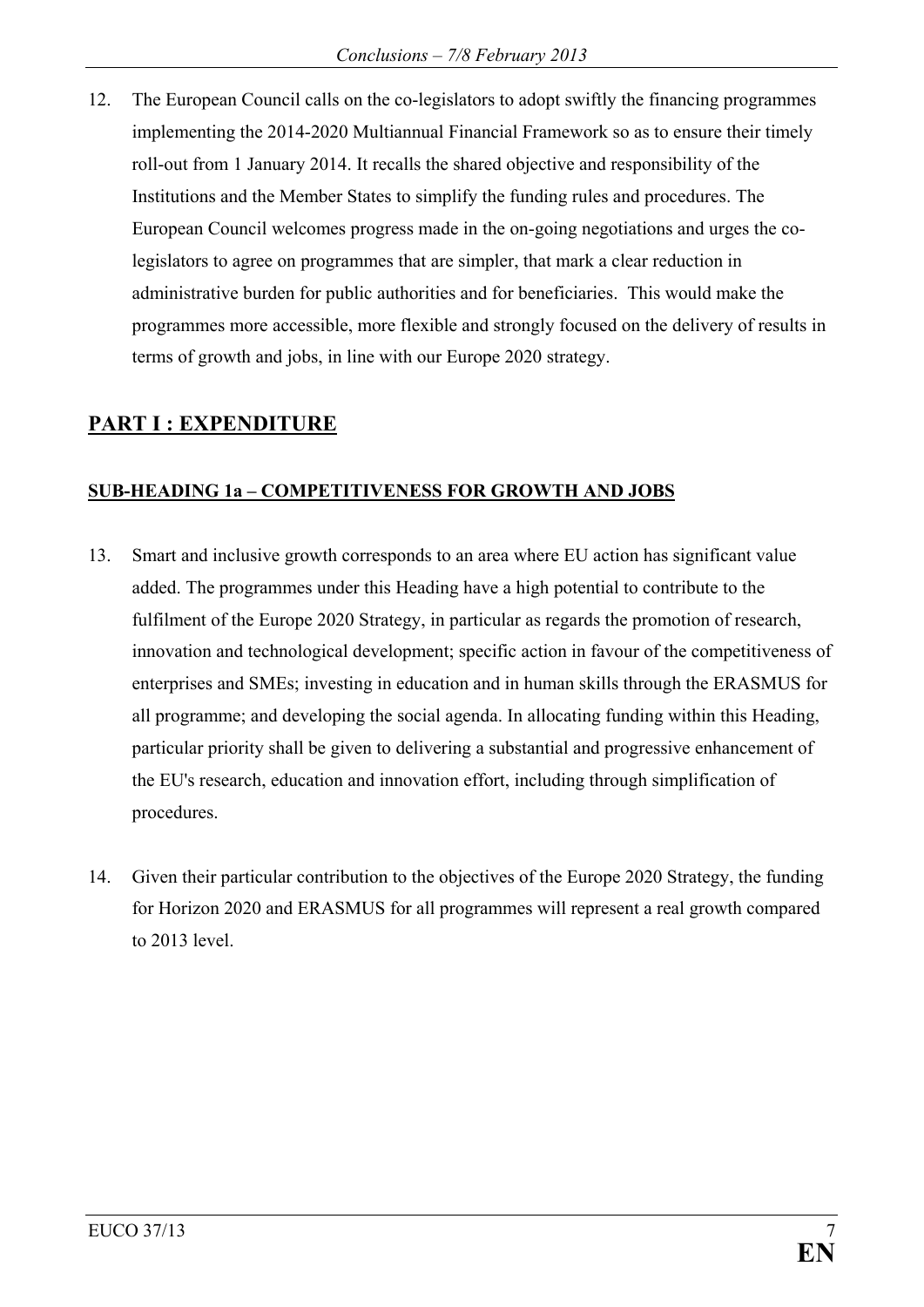12. The European Council calls on the co-legislators to adopt swiftly the financing programmes implementing the 2014-2020 Multiannual Financial Framework so as to ensure their timely roll-out from 1 January 2014. It recalls the shared objective and responsibility of the Institutions and the Member States to simplify the funding rules and procedures. The European Council welcomes progress made in the on-going negotiations and urges the co-legislators to agree on programmes that are simpler, that mark a clear reduction in administrative burden for public authorities and for beneficiaries. This would make the programmes more accessible, more flexible and strongly focused on the delivery of results in terms of growth and jobs, in line with our Europe 2020 strategy.

## PART I : EXPENDITURE

### SUB-HEADING 1a – COMPETITIVENESS FOR GROWTH AND JOBS

13. Smart and inclusive growth corresponds to an area where EU action has significant value added. The programmes under this Heading have a high potential to contribute to the fulfilment of the Europe 2020 Strategy, in particular as regards the promotion of research, innovation and technological development; specific action in favour of the competitiveness of enterprises and SMEs; investing in education and in human skills through the ERASMUS for all programme; and developing the social agenda. In allocating funding within this Heading, particular priority shall be given to delivering a substantial and progressive enhancement of the EU's research, education and innovation effort, including through simplification of procedures.

14. Given their particular contribution to the objectives of the Europe 2020 Strategy, the funding for Horizon 2020 and ERASMUS for all programmes will represent a real growth compared to 2013 level.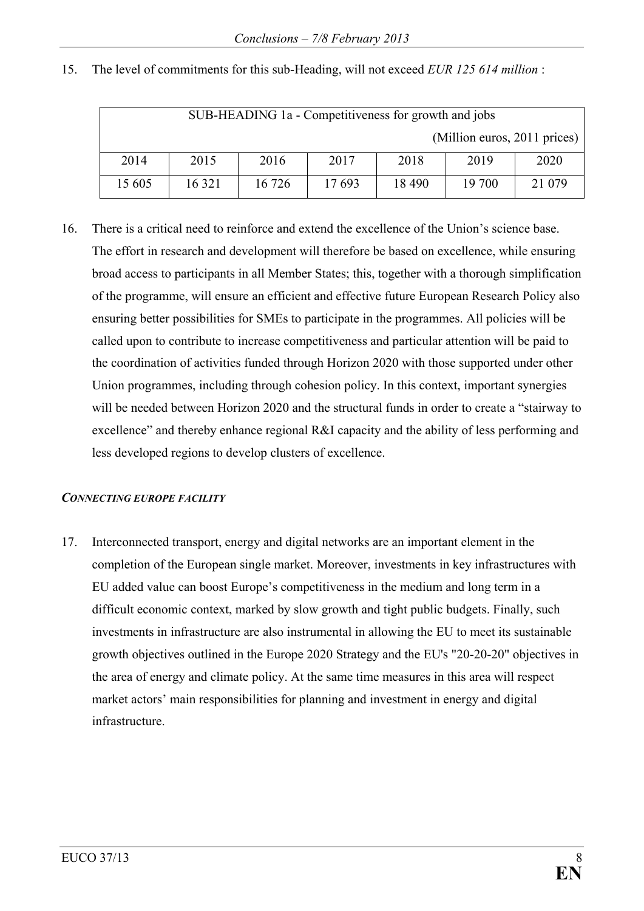15. The level of commitments for this sub-Heading, will not exceed *EUR 125 614 million* :

| SUB-HEADING 1a - Competitiveness for growth and jobs (Million euros, 2011 prices) | | | | | | |
|---|---|---|---|---|---|---|
| 2014 | 2015 | 2016 | 2017 | 2018 | 2019 | 2020 |
| 15 605 | 16 321 | 16 726 | 17 693 | 18 490 | 19 700 | 21 079 |

16. There is a critical need to reinforce and extend the excellence of the Union's science base. The effort in research and development will therefore be based on excellence, while ensuring broad access to participants in all Member States; this, together with a thorough simplification of the programme, will ensure an efficient and effective future European Research Policy also ensuring better possibilities for SMEs to participate in the programmes. All policies will be called upon to contribute to increase competitiveness and particular attention will be paid to the coordination of activities funded through Horizon 2020 with those supported under other Union programmes, including through cohesion policy. In this context, important synergies will be needed between Horizon 2020 and the structural funds in order to create a "stairway to excellence" and thereby enhance regional R&I capacity and the ability of less performing and less developed regions to develop clusters of excellence.

***CONNECTING EUROPE FACILITY***

17. Interconnected transport, energy and digital networks are an important element in the completion of the European single market. Moreover, investments in key infrastructures with EU added value can boost Europe's competitiveness in the medium and long term in a difficult economic context, marked by slow growth and tight public budgets. Finally, such investments in infrastructure are also instrumental in allowing the EU to meet its sustainable growth objectives outlined in the Europe 2020 Strategy and the EU's "20-20-20" objectives in the area of energy and climate policy. At the same time measures in this area will respect market actors' main responsibilities for planning and investment in energy and digital infrastructure.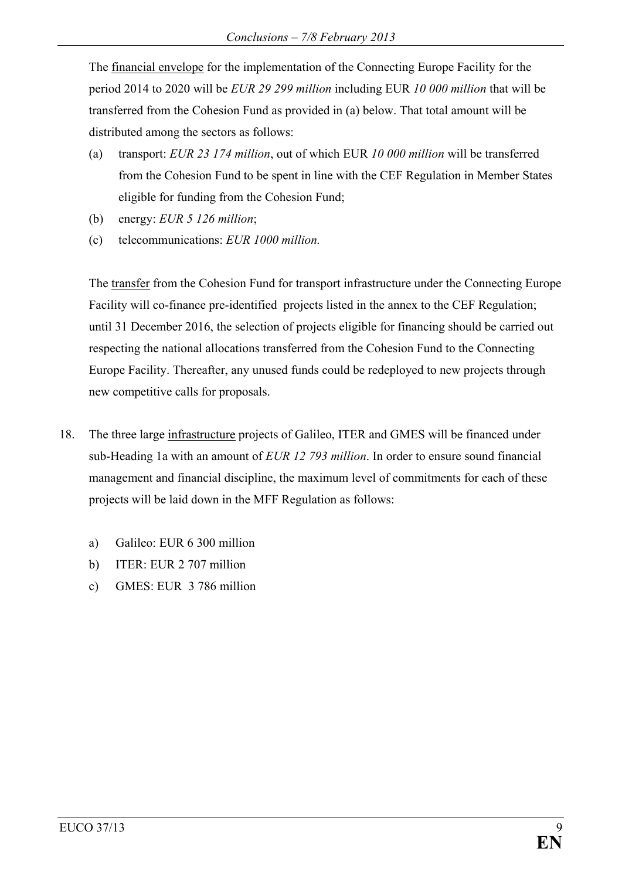The financial envelope for the implementation of the Connecting Europe Facility for the period 2014 to 2020 will be *EUR 29 299 million* including EUR *10 000 million* that will be transferred from the Cohesion Fund as provided in (a) below. That total amount will be distributed among the sectors as follows:

(a) transport: *EUR 23 174 million*, out of which EUR *10 000 million* will be transferred from the Cohesion Fund to be spent in line with the CEF Regulation in Member States eligible for funding from the Cohesion Fund;

(b) energy: *EUR 5 126 million*;

(c) telecommunications: *EUR 1000 million.*

The transfer from the Cohesion Fund for transport infrastructure under the Connecting Europe Facility will co-finance pre-identified projects listed in the annex to the CEF Regulation; until 31 December 2016, the selection of projects eligible for financing should be carried out respecting the national allocations transferred from the Cohesion Fund to the Connecting Europe Facility. Thereafter, any unused funds could be redeployed to new projects through new competitive calls for proposals.

18. The three large infrastructure projects of Galileo, ITER and GMES will be financed under sub-Heading 1a with an amount of *EUR 12 793 million*. In order to ensure sound financial management and financial discipline, the maximum level of commitments for each of these projects will be laid down in the MFF Regulation as follows:

    a) Galileo: EUR 6 300 million
    b) ITER: EUR 2 707 million
    c) GMES: EUR 3 786 million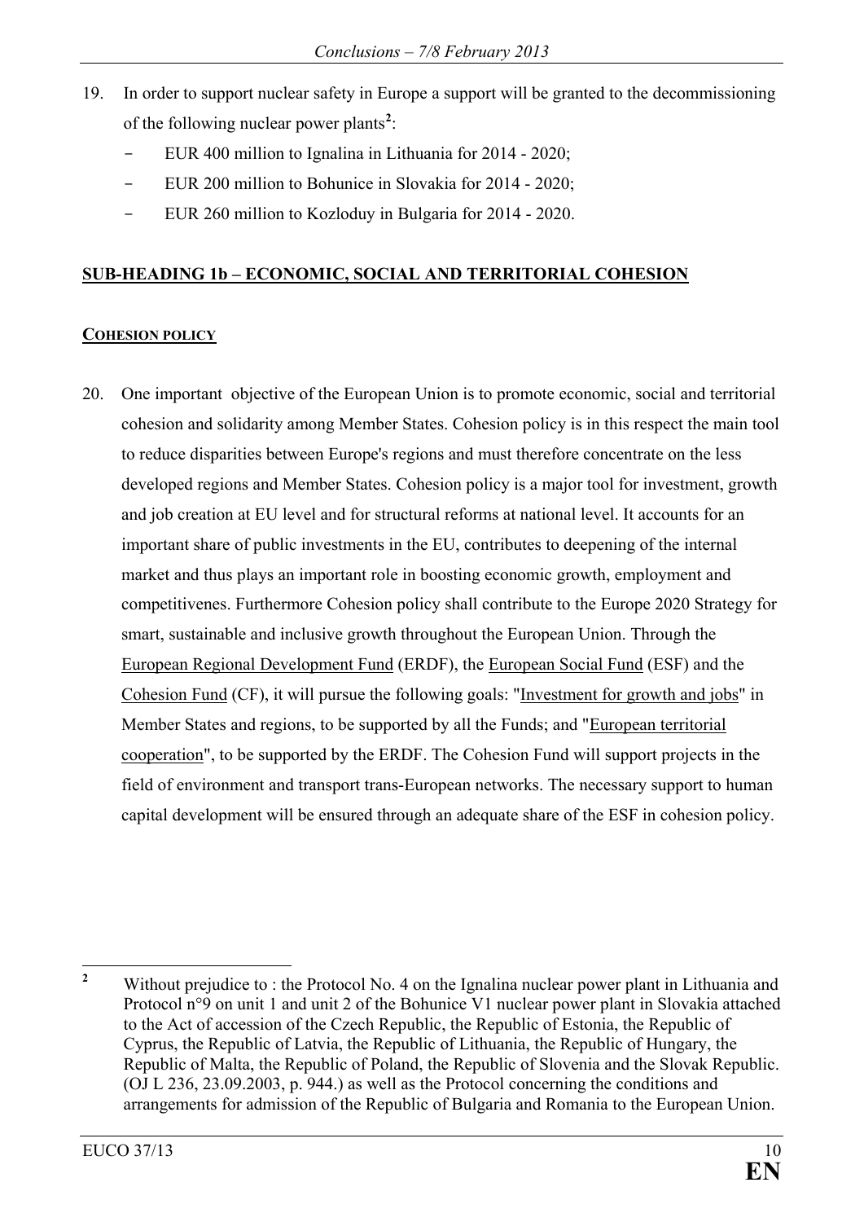19. In order to support nuclear safety in Europe a support will be granted to the decommissioning of the following nuclear power plants[2]:
    - EUR 400 million to Ignalina in Lithuania for 2014 - 2020;
    - EUR 200 million to Bohunice in Slovakia for 2014 - 2020;
    - EUR 260 million to Kozloduy in Bulgaria for 2014 - 2020.

## SUB-HEADING 1b – ECONOMIC, SOCIAL AND TERRITORIAL COHESION

### COHESION POLICY

20. One important objective of the European Union is to promote economic, social and territorial cohesion and solidarity among Member States. Cohesion policy is in this respect the main tool to reduce disparities between Europe's regions and must therefore concentrate on the less developed regions and Member States. Cohesion policy is a major tool for investment, growth and job creation at EU level and for structural reforms at national level. It accounts for an important share of public investments in the EU, contributes to deepening of the internal market and thus plays an important role in boosting economic growth, employment and competitivenes. Furthermore Cohesion policy shall contribute to the Europe 2020 Strategy for smart, sustainable and inclusive growth throughout the European Union. Through the European Regional Development Fund (ERDF), the European Social Fund (ESF) and the Cohesion Fund (CF), it will pursue the following goals: "Investment for growth and jobs" in Member States and regions, to be supported by all the Funds; and "European territorial cooperation", to be supported by the ERDF. The Cohesion Fund will support projects in the field of environment and transport trans-European networks. The necessary support to human capital development will be ensured through an adequate share of the ESF in cohesion policy.

---

[2] Without prejudice to : the Protocol No. 4 on the Ignalina nuclear power plant in Lithuania and Protocol n°9 on unit 1 and unit 2 of the Bohunice V1 nuclear power plant in Slovakia attached to the Act of accession of the Czech Republic, the Republic of Estonia, the Republic of Cyprus, the Republic of Latvia, the Republic of Lithuania, the Republic of Hungary, the Republic of Malta, the Republic of Poland, the Republic of Slovenia and the Slovak Republic. (OJ L 236, 23.09.2003, p. 944.) as well as the Protocol concerning the conditions and arrangements for admission of the Republic of Bulgaria and Romania to the European Union.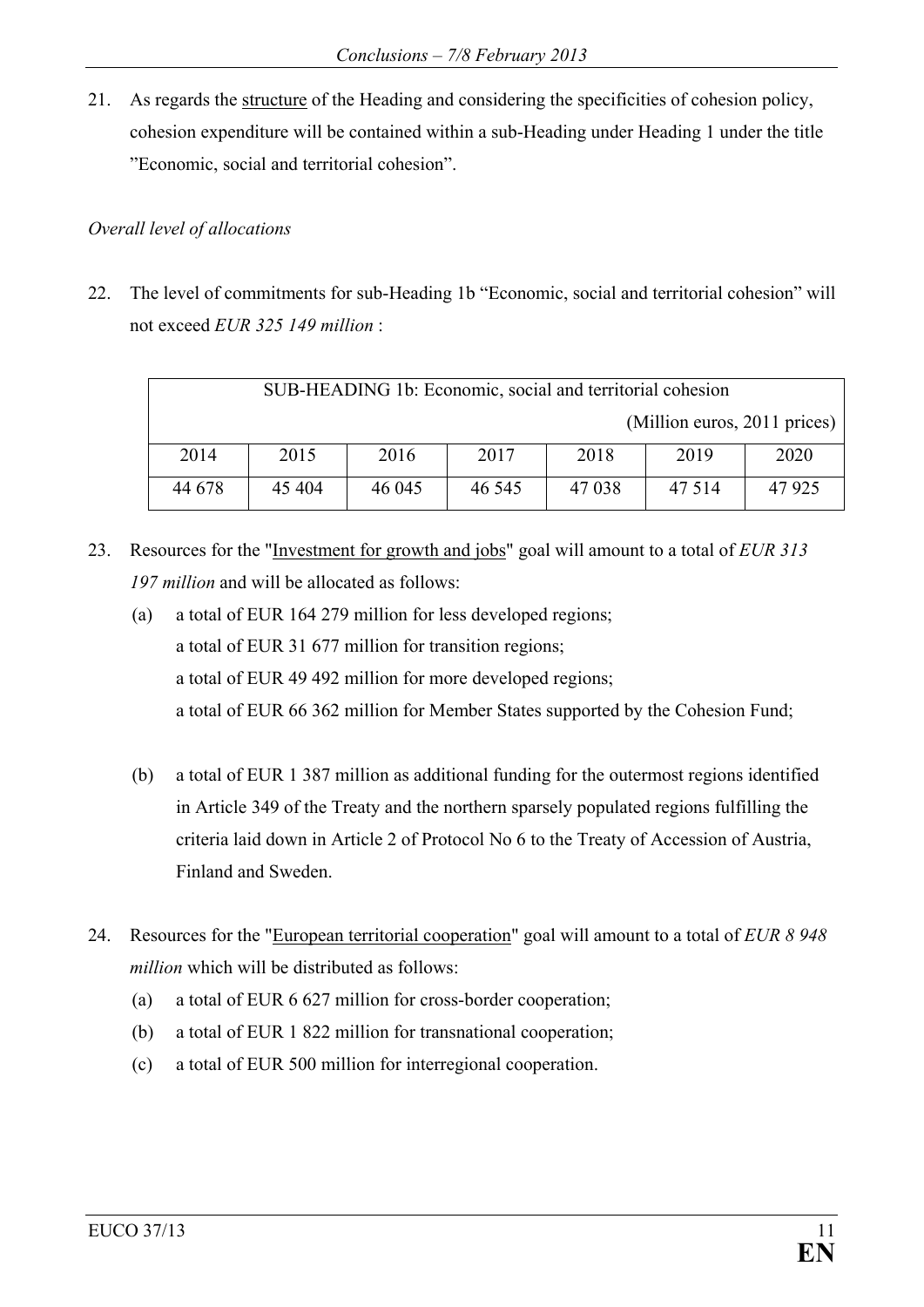21. As regards the structure of the Heading and considering the specificities of cohesion policy, cohesion expenditure will be contained within a sub-Heading under Heading 1 under the title "Economic, social and territorial cohesion".

*Overall level of allocations*

22. The level of commitments for sub-Heading 1b "Economic, social and territorial cohesion" will not exceed *EUR 325 149 million* :

| SUB-HEADING 1b: Economic, social and territorial cohesion (Million euros, 2011 prices) | | | | | | |
|---|---|---|---|---|---|---|
| 2014 | 2015 | 2016 | 2017 | 2018 | 2019 | 2020 |
| 44 678 | 45 404 | 46 045 | 46 545 | 47 038 | 47 514 | 47 925 |

23. Resources for the "Investment for growth and jobs" goal will amount to a total of *EUR 313 197 million* and will be allocated as follows:
    (a) a total of EUR 164 279 million for less developed regions;
    a total of EUR 31 677 million for transition regions;
    a total of EUR 49 492 million for more developed regions;
    a total of EUR 66 362 million for Member States supported by the Cohesion Fund;

    (b) a total of EUR 1 387 million as additional funding for the outermost regions identified in Article 349 of the Treaty and the northern sparsely populated regions fulfilling the criteria laid down in Article 2 of Protocol No 6 to the Treaty of Accession of Austria, Finland and Sweden.

24. Resources for the "European territorial cooperation" goal will amount to a total of *EUR 8 948 million* which will be distributed as follows:
    (a) a total of EUR 6 627 million for cross-border cooperation;
    (b) a total of EUR 1 822 million for transnational cooperation;
    (c) a total of EUR 500 million for interregional cooperation.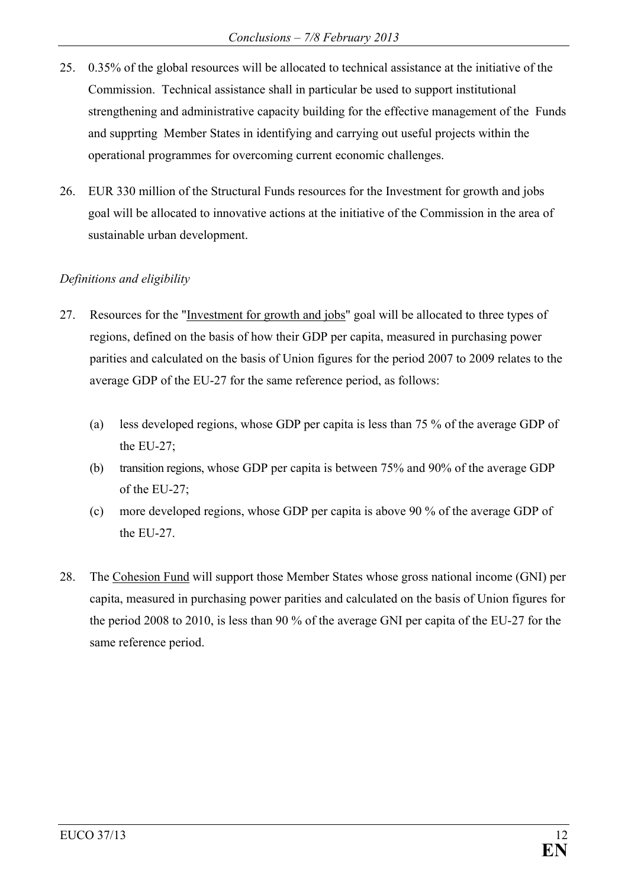25. 0.35% of the global resources will be allocated to technical assistance at the initiative of the Commission. Technical assistance shall in particular be used to support institutional strengthening and administrative capacity building for the effective management of the Funds and supprting Member States in identifying and carrying out useful projects within the operational programmes for overcoming current economic challenges.

26. EUR 330 million of the Structural Funds resources for the Investment for growth and jobs goal will be allocated to innovative actions at the initiative of the Commission in the area of sustainable urban development.

*Definitions and eligibility*

27. Resources for the "Investment for growth and jobs" goal will be allocated to three types of regions, defined on the basis of how their GDP per capita, measured in purchasing power parities and calculated on the basis of Union figures for the period 2007 to 2009 relates to the average GDP of the EU-27 for the same reference period, as follows:

   (a) less developed regions, whose GDP per capita is less than 75 % of the average GDP of the EU-27;

   (b) transition regions, whose GDP per capita is between 75% and 90% of the average GDP of the EU-27;

   (c) more developed regions, whose GDP per capita is above 90 % of the average GDP of the EU-27.

28. The Cohesion Fund will support those Member States whose gross national income (GNI) per capita, measured in purchasing power parities and calculated on the basis of Union figures for the period 2008 to 2010, is less than 90 % of the average GNI per capita of the EU-27 for the same reference period.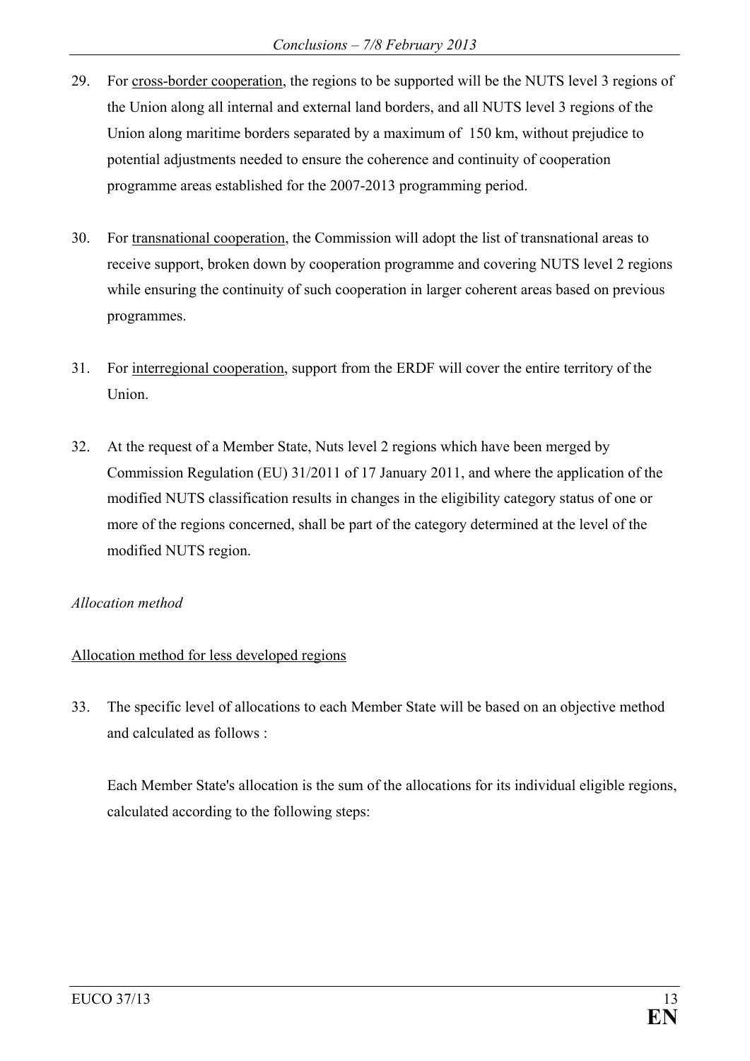29. For <u>cross-border cooperation</u>, the regions to be supported will be the NUTS level 3 regions of the Union along all internal and external land borders, and all NUTS level 3 regions of the Union along maritime borders separated by a maximum of 150 km, without prejudice to potential adjustments needed to ensure the coherence and continuity of cooperation programme areas established for the 2007-2013 programming period.

30. For <u>transnational cooperation</u>, the Commission will adopt the list of transnational areas to receive support, broken down by cooperation programme and covering NUTS level 2 regions while ensuring the continuity of such cooperation in larger coherent areas based on previous programmes.

31. For <u>interregional cooperation</u>, support from the ERDF will cover the entire territory of the Union.

32. At the request of a Member State, Nuts level 2 regions which have been merged by Commission Regulation (EU) 31/2011 of 17 January 2011, and where the application of the modified NUTS classification results in changes in the eligibility category status of one or more of the regions concerned, shall be part of the category determined at the level of the modified NUTS region.

*Allocation method*

<u>Allocation method for less developed regions</u>

33. The specific level of allocations to each Member State will be based on an objective method and calculated as follows :

    Each Member State's allocation is the sum of the allocations for its individual eligible regions, calculated according to the following steps: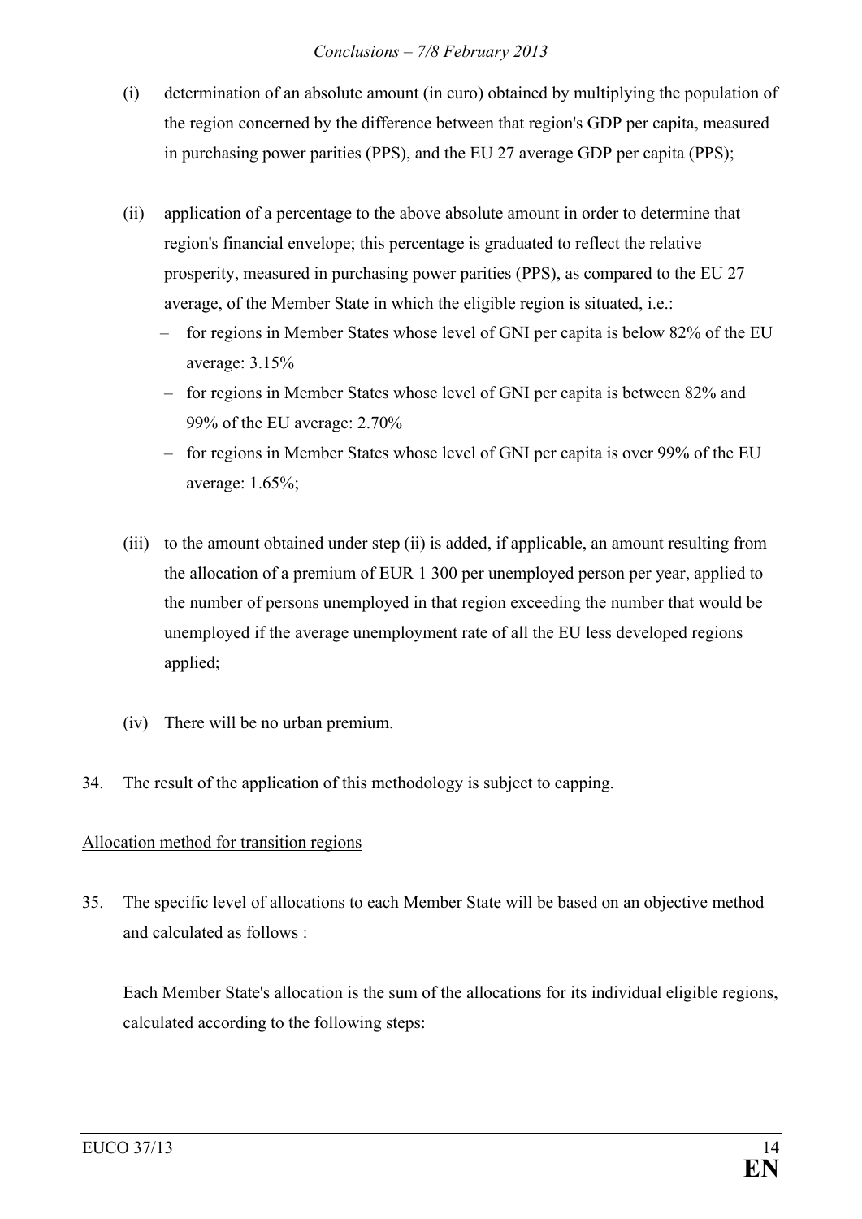(i) determination of an absolute amount (in euro) obtained by multiplying the population of the region concerned by the difference between that region's GDP per capita, measured in purchasing power parities (PPS), and the EU 27 average GDP per capita (PPS);

(ii) application of a percentage to the above absolute amount in order to determine that region's financial envelope; this percentage is graduated to reflect the relative prosperity, measured in purchasing power parities (PPS), as compared to the EU 27 average, of the Member State in which the eligible region is situated, i.e.:

- for regions in Member States whose level of GNI per capita is below 82% of the EU average: 3.15%
- for regions in Member States whose level of GNI per capita is between 82% and 99% of the EU average: 2.70%
- for regions in Member States whose level of GNI per capita is over 99% of the EU average: 1.65%;

(iii) to the amount obtained under step (ii) is added, if applicable, an amount resulting from the allocation of a premium of EUR 1 300 per unemployed person per year, applied to the number of persons unemployed in that region exceeding the number that would be unemployed if the average unemployment rate of all the EU less developed regions applied;

(iv) There will be no urban premium.

34. The result of the application of this methodology is subject to capping.

Allocation method for transition regions

35. The specific level of allocations to each Member State will be based on an objective method and calculated as follows :

Each Member State's allocation is the sum of the allocations for its individual eligible regions, calculated according to the following steps: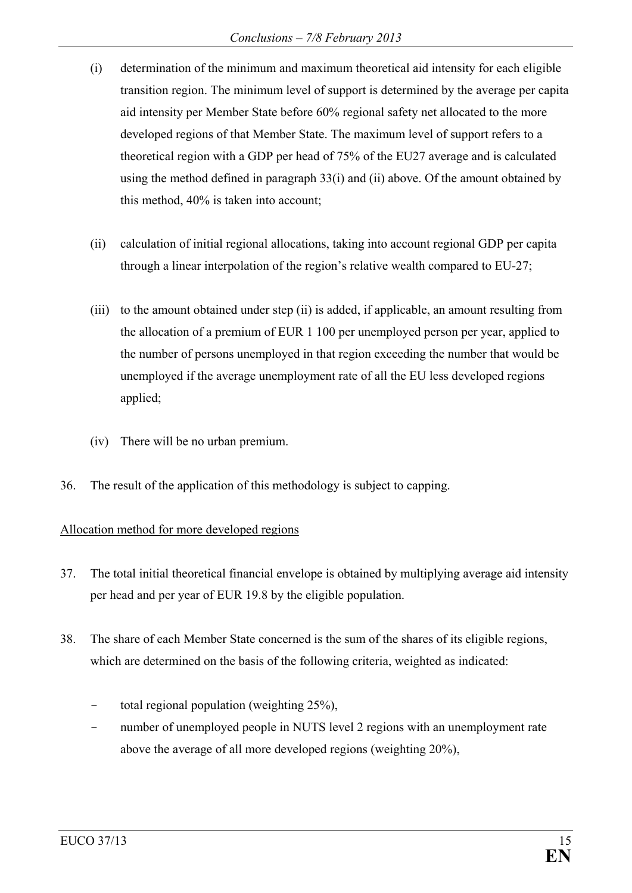(i) determination of the minimum and maximum theoretical aid intensity for each eligible transition region. The minimum level of support is determined by the average per capita aid intensity per Member State before 60% regional safety net allocated to the more developed regions of that Member State. The maximum level of support refers to a theoretical region with a GDP per head of 75% of the EU27 average and is calculated using the method defined in paragraph 33(i) and (ii) above. Of the amount obtained by this method, 40% is taken into account;

(ii) calculation of initial regional allocations, taking into account regional GDP per capita through a linear interpolation of the region's relative wealth compared to EU-27;

(iii) to the amount obtained under step (ii) is added, if applicable, an amount resulting from the allocation of a premium of EUR 1 100 per unemployed person per year, applied to the number of persons unemployed in that region exceeding the number that would be unemployed if the average unemployment rate of all the EU less developed regions applied;

(iv) There will be no urban premium.

36. The result of the application of this methodology is subject to capping.

<u>Allocation method for more developed regions</u>

37. The total initial theoretical financial envelope is obtained by multiplying average aid intensity per head and per year of EUR 19.8 by the eligible population.

38. The share of each Member State concerned is the sum of the shares of its eligible regions, which are determined on the basis of the following criteria, weighted as indicated:

- total regional population (weighting 25%),
- number of unemployed people in NUTS level 2 regions with an unemployment rate above the average of all more developed regions (weighting 20%),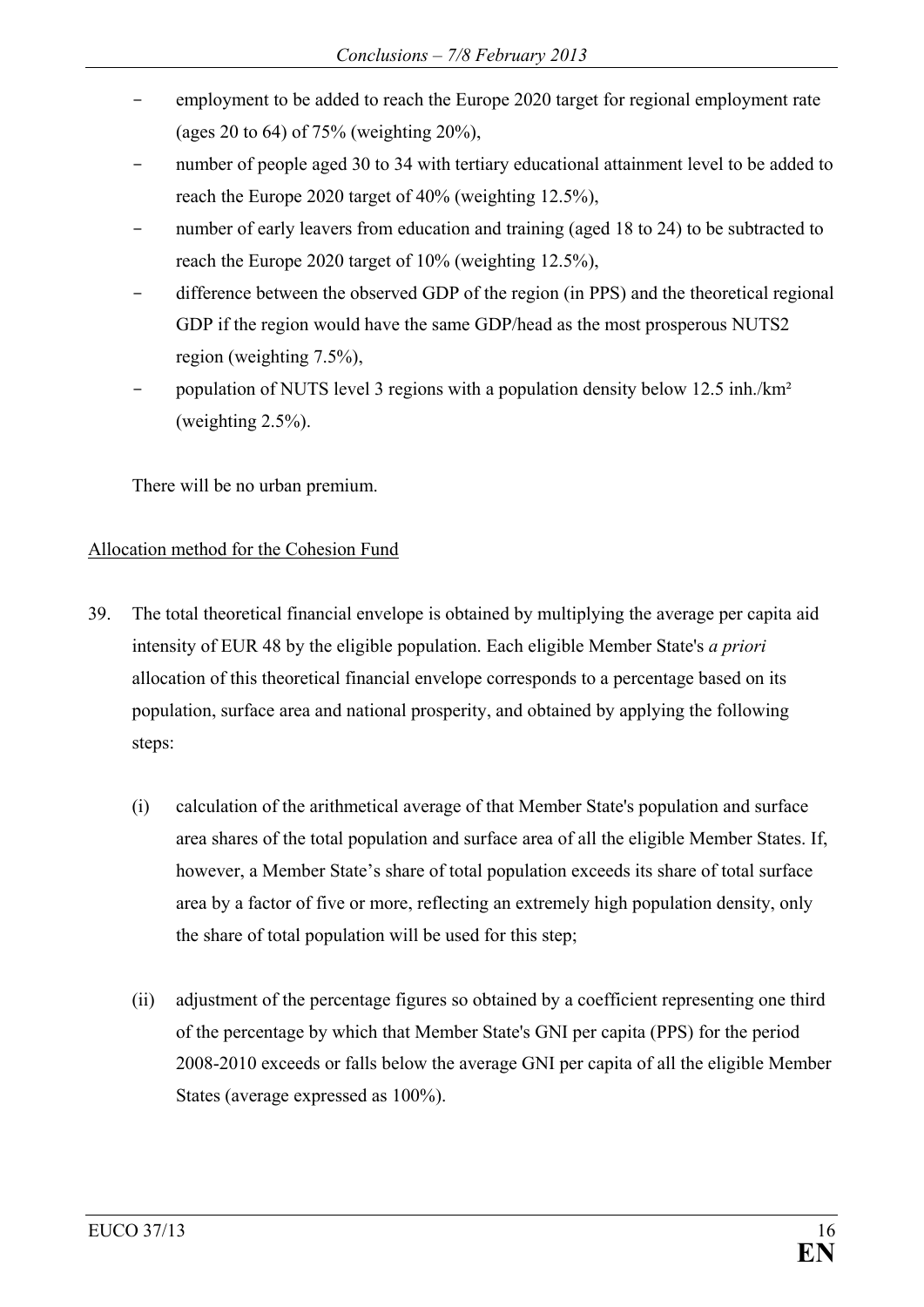- employment to be added to reach the Europe 2020 target for regional employment rate (ages 20 to 64) of 75% (weighting 20%),
- number of people aged 30 to 34 with tertiary educational attainment level to be added to reach the Europe 2020 target of 40% (weighting 12.5%),
- number of early leavers from education and training (aged 18 to 24) to be subtracted to reach the Europe 2020 target of 10% (weighting 12.5%),
- difference between the observed GDP of the region (in PPS) and the theoretical regional GDP if the region would have the same GDP/head as the most prosperous NUTS2 region (weighting 7.5%),
- population of NUTS level 3 regions with a population density below 12.5 inh./km² (weighting 2.5%).

There will be no urban premium.

Allocation method for the Cohesion Fund

39. The total theoretical financial envelope is obtained by multiplying the average per capita aid intensity of EUR 48 by the eligible population. Each eligible Member State's *a priori* allocation of this theoretical financial envelope corresponds to a percentage based on its population, surface area and national prosperity, and obtained by applying the following steps:

    (i) calculation of the arithmetical average of that Member State's population and surface area shares of the total population and surface area of all the eligible Member States. If, however, a Member State's share of total population exceeds its share of total surface area by a factor of five or more, reflecting an extremely high population density, only the share of total population will be used for this step;

    (ii) adjustment of the percentage figures so obtained by a coefficient representing one third of the percentage by which that Member State's GNI per capita (PPS) for the period 2008-2010 exceeds or falls below the average GNI per capita of all the eligible Member States (average expressed as 100%).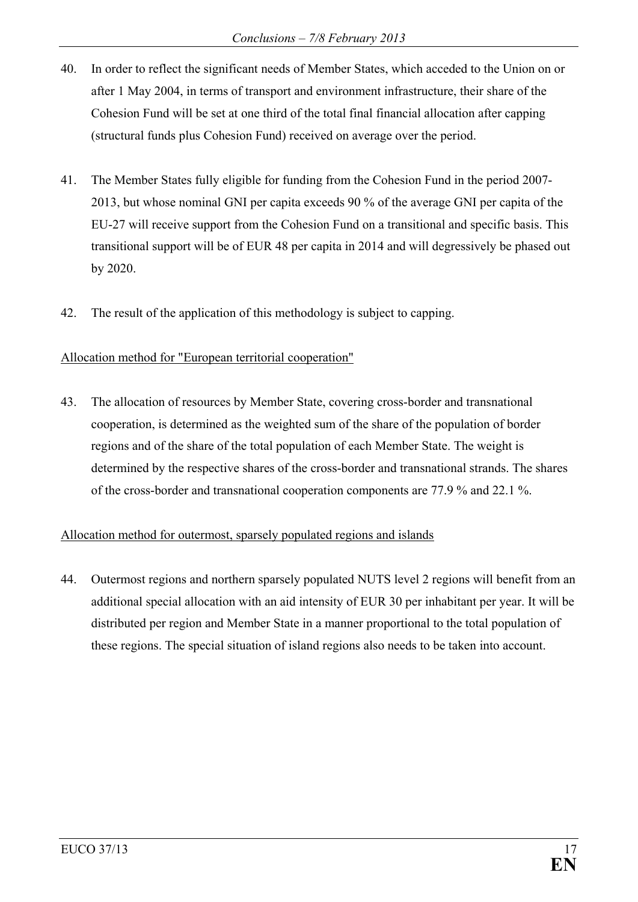40. In order to reflect the significant needs of Member States, which acceded to the Union on or after 1 May 2004, in terms of transport and environment infrastructure, their share of the Cohesion Fund will be set at one third of the total final financial allocation after capping (structural funds plus Cohesion Fund) received on average over the period.

41. The Member States fully eligible for funding from the Cohesion Fund in the period 2007-2013, but whose nominal GNI per capita exceeds 90 % of the average GNI per capita of the EU-27 will receive support from the Cohesion Fund on a transitional and specific basis. This transitional support will be of EUR 48 per capita in 2014 and will degressively be phased out by 2020.

42. The result of the application of this methodology is subject to capping.

<u>Allocation method for "European territorial cooperation"</u>

43. The allocation of resources by Member State, covering cross-border and transnational cooperation, is determined as the weighted sum of the share of the population of border regions and of the share of the total population of each Member State. The weight is determined by the respective shares of the cross-border and transnational strands. The shares of the cross-border and transnational cooperation components are 77.9 % and 22.1 %.

<u>Allocation method for outermost, sparsely populated regions and islands</u>

44. Outermost regions and northern sparsely populated NUTS level 2 regions will benefit from an additional special allocation with an aid intensity of EUR 30 per inhabitant per year. It will be distributed per region and Member State in a manner proportional to the total population of these regions. The special situation of island regions also needs to be taken into account.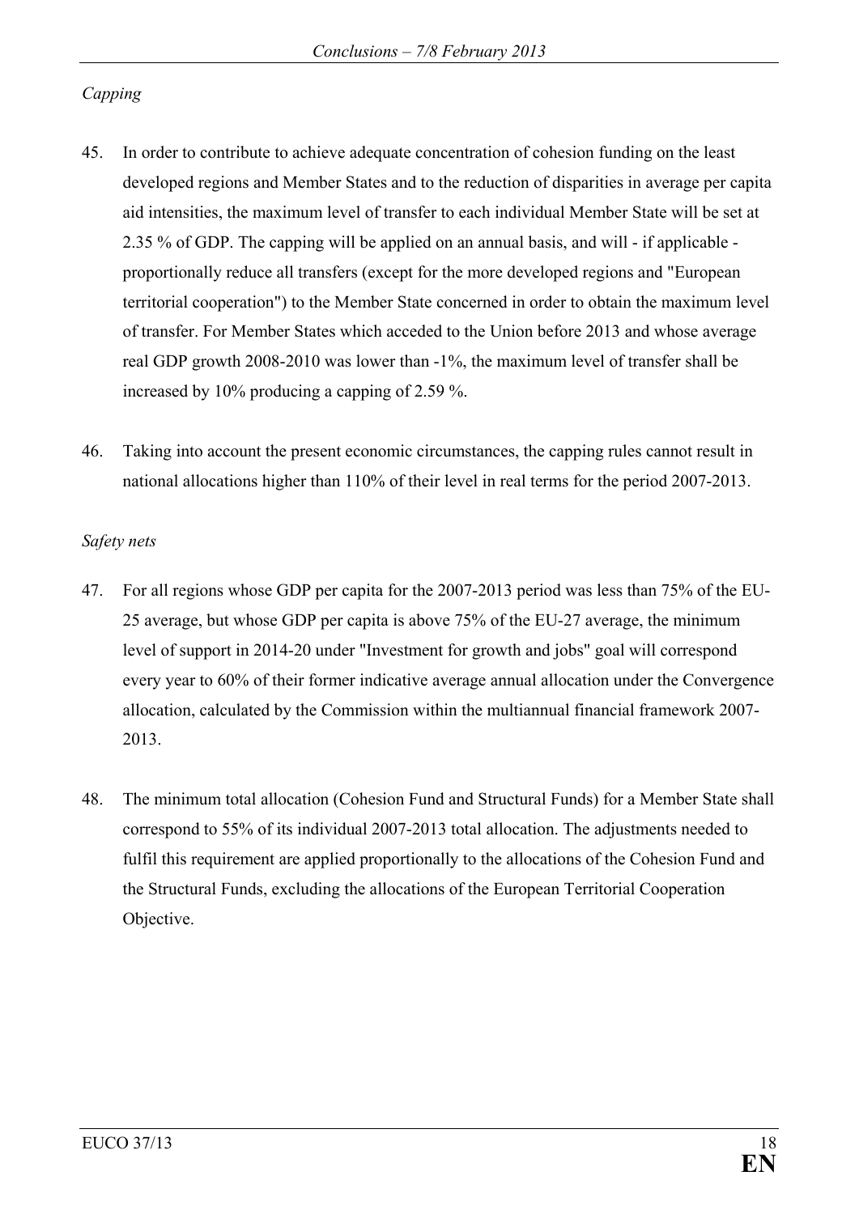*Capping*

45. In order to contribute to achieve adequate concentration of cohesion funding on the least developed regions and Member States and to the reduction of disparities in average per capita aid intensities, the maximum level of transfer to each individual Member State will be set at 2.35 % of GDP. The capping will be applied on an annual basis, and will - if applicable - proportionally reduce all transfers (except for the more developed regions and "European territorial cooperation") to the Member State concerned in order to obtain the maximum level of transfer. For Member States which acceded to the Union before 2013 and whose average real GDP growth 2008-2010 was lower than -1%, the maximum level of transfer shall be increased by 10% producing a capping of 2.59 %.

46. Taking into account the present economic circumstances, the capping rules cannot result in national allocations higher than 110% of their level in real terms for the period 2007-2013.

*Safety nets*

47. For all regions whose GDP per capita for the 2007-2013 period was less than 75% of the EU-25 average, but whose GDP per capita is above 75% of the EU-27 average, the minimum level of support in 2014-20 under "Investment for growth and jobs" goal will correspond every year to 60% of their former indicative average annual allocation under the Convergence allocation, calculated by the Commission within the multiannual financial framework 2007-2013.

48. The minimum total allocation (Cohesion Fund and Structural Funds) for a Member State shall correspond to 55% of its individual 2007-2013 total allocation. The adjustments needed to fulfil this requirement are applied proportionally to the allocations of the Cohesion Fund and the Structural Funds, excluding the allocations of the European Territorial Cooperation Objective.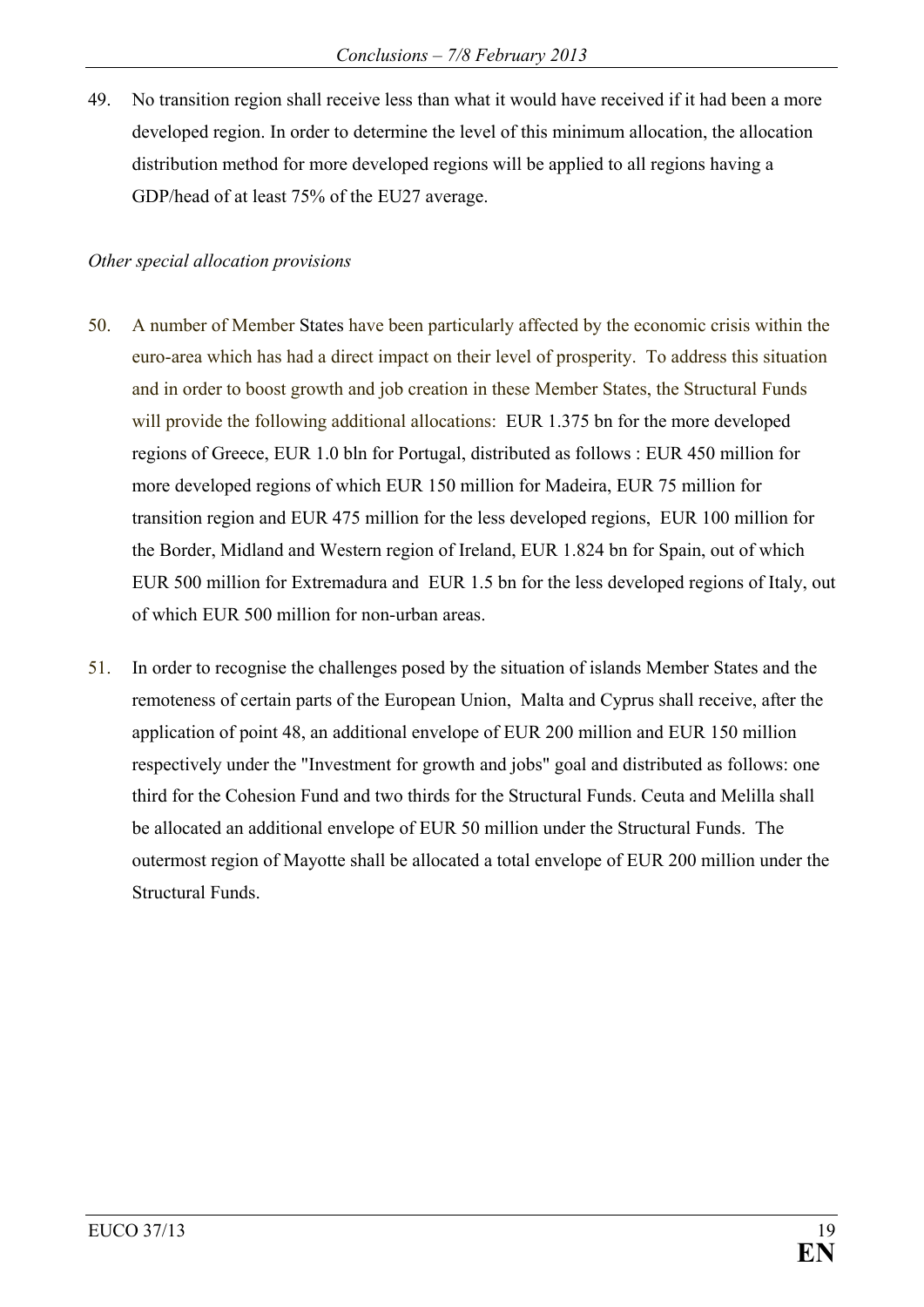49. No transition region shall receive less than what it would have received if it had been a more developed region. In order to determine the level of this minimum allocation, the allocation distribution method for more developed regions will be applied to all regions having a GDP/head of at least 75% of the EU27 average.

*Other special allocation provisions*

50. A number of Member States have been particularly affected by the economic crisis within the euro-area which has had a direct impact on their level of prosperity. To address this situation and in order to boost growth and job creation in these Member States, the Structural Funds will provide the following additional allocations: EUR 1.375 bn for the more developed regions of Greece, EUR 1.0 bln for Portugal, distributed as follows : EUR 450 million for more developed regions of which EUR 150 million for Madeira, EUR 75 million for transition region and EUR 475 million for the less developed regions, EUR 100 million for the Border, Midland and Western region of Ireland, EUR 1.824 bn for Spain, out of which EUR 500 million for Extremadura and EUR 1.5 bn for the less developed regions of Italy, out of which EUR 500 million for non-urban areas.

51. In order to recognise the challenges posed by the situation of islands Member States and the remoteness of certain parts of the European Union, Malta and Cyprus shall receive, after the application of point 48, an additional envelope of EUR 200 million and EUR 150 million respectively under the "Investment for growth and jobs" goal and distributed as follows: one third for the Cohesion Fund and two thirds for the Structural Funds. Ceuta and Melilla shall be allocated an additional envelope of EUR 50 million under the Structural Funds. The outermost region of Mayotte shall be allocated a total envelope of EUR 200 million under the Structural Funds.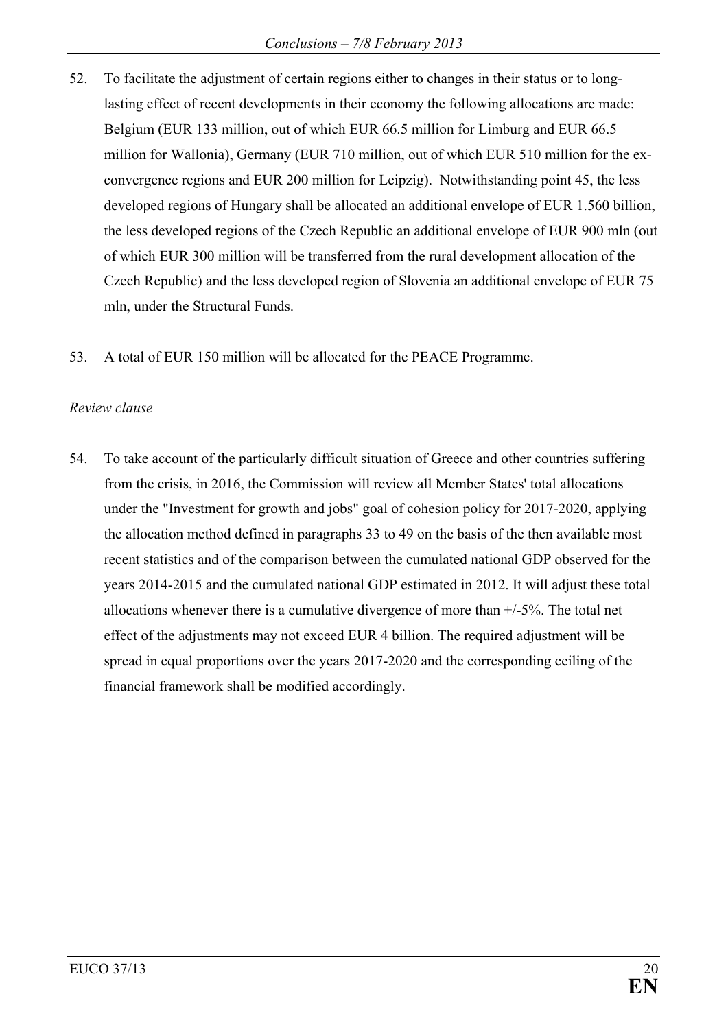52. To facilitate the adjustment of certain regions either to changes in their status or to long-lasting effect of recent developments in their economy the following allocations are made: Belgium (EUR 133 million, out of which EUR 66.5 million for Limburg and EUR 66.5 million for Wallonia), Germany (EUR 710 million, out of which EUR 510 million for the ex-convergence regions and EUR 200 million for Leipzig). Notwithstanding point 45, the less developed regions of Hungary shall be allocated an additional envelope of EUR 1.560 billion, the less developed regions of the Czech Republic an additional envelope of EUR 900 mln (out of which EUR 300 million will be transferred from the rural development allocation of the Czech Republic) and the less developed region of Slovenia an additional envelope of EUR 75 mln, under the Structural Funds.

53. A total of EUR 150 million will be allocated for the PEACE Programme.

*Review clause*

54. To take account of the particularly difficult situation of Greece and other countries suffering from the crisis, in 2016, the Commission will review all Member States' total allocations under the "Investment for growth and jobs" goal of cohesion policy for 2017-2020, applying the allocation method defined in paragraphs 33 to 49 on the basis of the then available most recent statistics and of the comparison between the cumulated national GDP observed for the years 2014-2015 and the cumulated national GDP estimated in 2012. It will adjust these total allocations whenever there is a cumulative divergence of more than +/-5%. The total net effect of the adjustments may not exceed EUR 4 billion. The required adjustment will be spread in equal proportions over the years 2017-2020 and the corresponding ceiling of the financial framework shall be modified accordingly.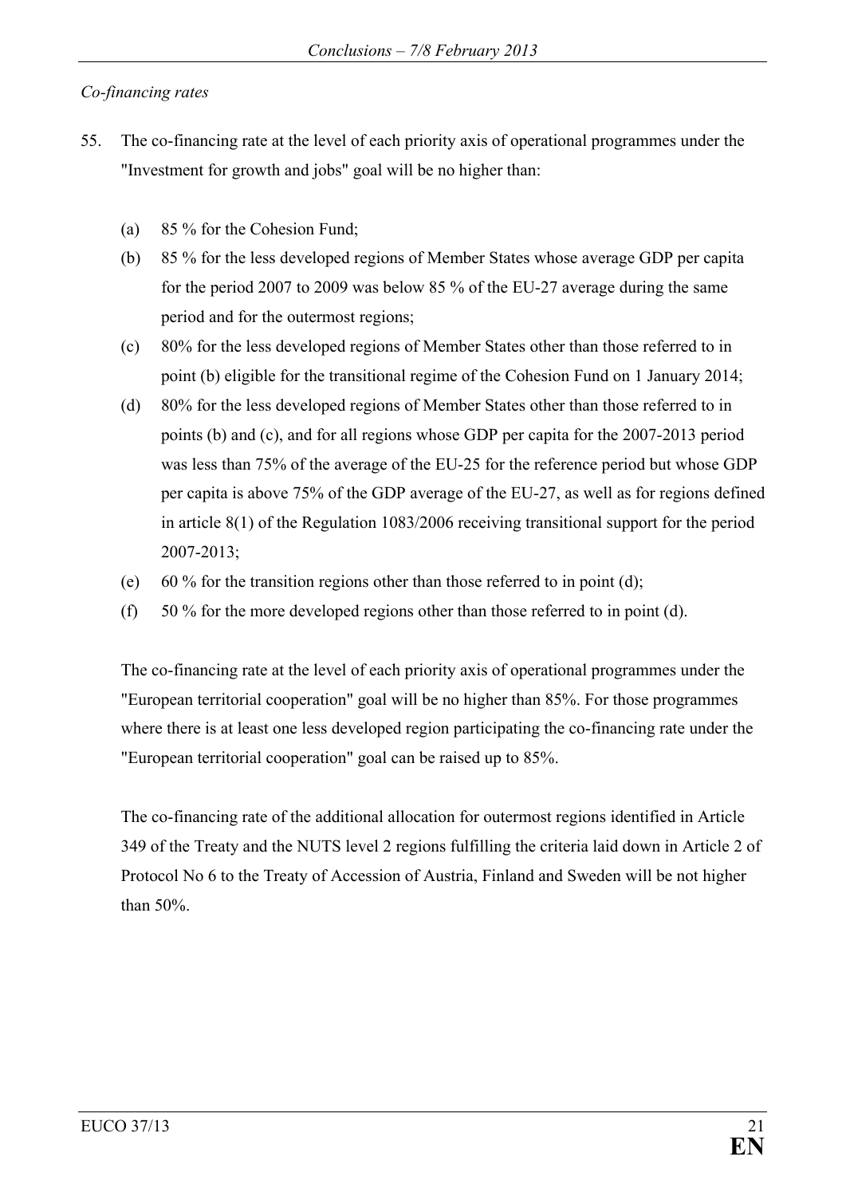*Co-financing rates*

55. The co-financing rate at the level of each priority axis of operational programmes under the "Investment for growth and jobs" goal will be no higher than:

    (a) 85 % for the Cohesion Fund;

    (b) 85 % for the less developed regions of Member States whose average GDP per capita for the period 2007 to 2009 was below 85 % of the EU-27 average during the same period and for the outermost regions;

    (c) 80% for the less developed regions of Member States other than those referred to in point (b) eligible for the transitional regime of the Cohesion Fund on 1 January 2014;

    (d) 80% for the less developed regions of Member States other than those referred to in points (b) and (c), and for all regions whose GDP per capita for the 2007-2013 period was less than 75% of the average of the EU-25 for the reference period but whose GDP per capita is above 75% of the GDP average of the EU-27, as well as for regions defined in article 8(1) of the Regulation 1083/2006 receiving transitional support for the period 2007-2013;

    (e) 60 % for the transition regions other than those referred to in point (d);

    (f) 50 % for the more developed regions other than those referred to in point (d).

    The co-financing rate at the level of each priority axis of operational programmes under the "European territorial cooperation" goal will be no higher than 85%. For those programmes where there is at least one less developed region participating the co-financing rate under the "European territorial cooperation" goal can be raised up to 85%.

    The co-financing rate of the additional allocation for outermost regions identified in Article 349 of the Treaty and the NUTS level 2 regions fulfilling the criteria laid down in Article 2 of Protocol No 6 to the Treaty of Accession of Austria, Finland and Sweden will be not higher than 50%.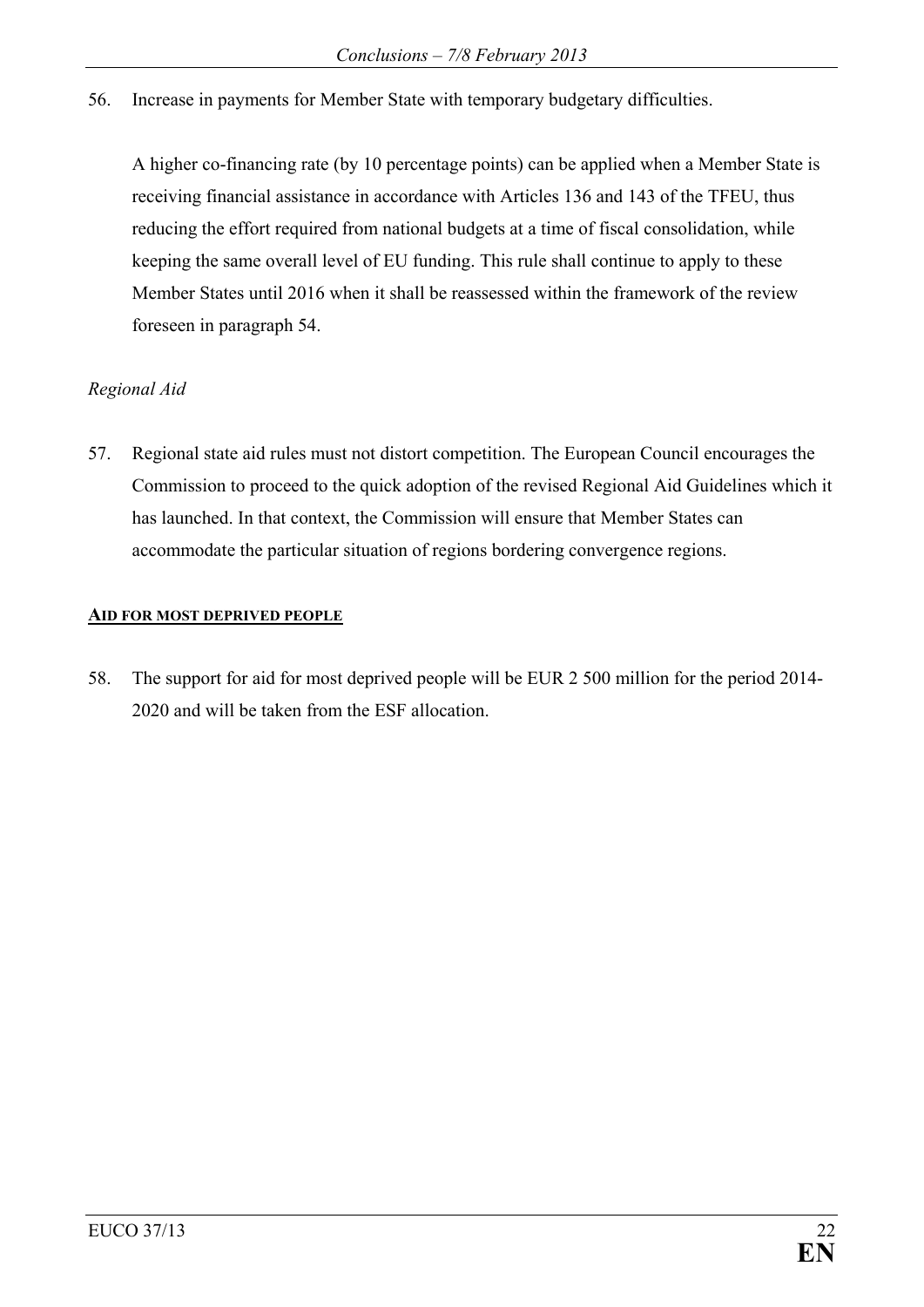56. Increase in payments for Member State with temporary budgetary difficulties.

    A higher co-financing rate (by 10 percentage points) can be applied when a Member State is receiving financial assistance in accordance with Articles 136 and 143 of the TFEU, thus reducing the effort required from national budgets at a time of fiscal consolidation, while keeping the same overall level of EU funding. This rule shall continue to apply to these Member States until 2016 when it shall be reassessed within the framework of the review foreseen in paragraph 54.

*Regional Aid*

57. Regional state aid rules must not distort competition. The European Council encourages the Commission to proceed to the quick adoption of the revised Regional Aid Guidelines which it has launched. In that context, the Commission will ensure that Member States can accommodate the particular situation of regions bordering convergence regions.

**AID FOR MOST DEPRIVED PEOPLE**

58. The support for aid for most deprived people will be EUR 2 500 million for the period 2014-2020 and will be taken from the ESF allocation.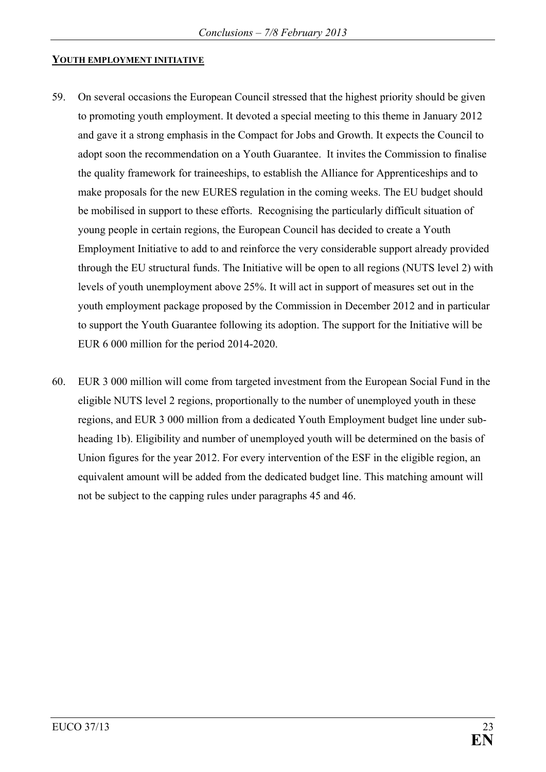## YOUTH EMPLOYMENT INITIATIVE

59. On several occasions the European Council stressed that the highest priority should be given to promoting youth employment. It devoted a special meeting to this theme in January 2012 and gave it a strong emphasis in the Compact for Jobs and Growth. It expects the Council to adopt soon the recommendation on a Youth Guarantee. It invites the Commission to finalise the quality framework for traineeships, to establish the Alliance for Apprenticeships and to make proposals for the new EURES regulation in the coming weeks. The EU budget should be mobilised in support to these efforts. Recognising the particularly difficult situation of young people in certain regions, the European Council has decided to create a Youth Employment Initiative to add to and reinforce the very considerable support already provided through the EU structural funds. The Initiative will be open to all regions (NUTS level 2) with levels of youth unemployment above 25%. It will act in support of measures set out in the youth employment package proposed by the Commission in December 2012 and in particular to support the Youth Guarantee following its adoption. The support for the Initiative will be EUR 6 000 million for the period 2014-2020.

60. EUR 3 000 million will come from targeted investment from the European Social Fund in the eligible NUTS level 2 regions, proportionally to the number of unemployed youth in these regions, and EUR 3 000 million from a dedicated Youth Employment budget line under sub-heading 1b). Eligibility and number of unemployed youth will be determined on the basis of Union figures for the year 2012. For every intervention of the ESF in the eligible region, an equivalent amount will be added from the dedicated budget line. This matching amount will not be subject to the capping rules under paragraphs 45 and 46.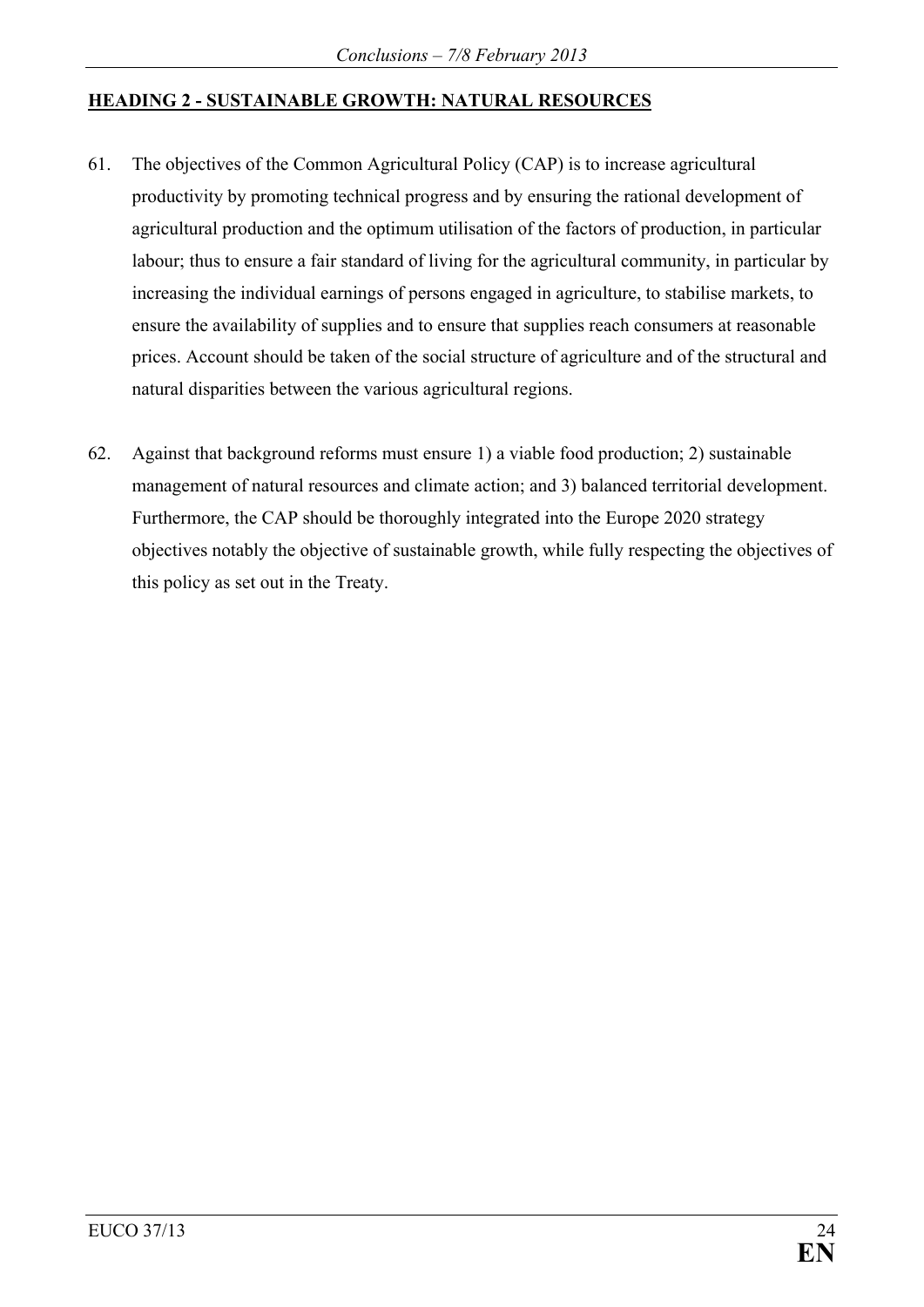## HEADING 2 - SUSTAINABLE GROWTH: NATURAL RESOURCES

61. The objectives of the Common Agricultural Policy (CAP) is to increase agricultural productivity by promoting technical progress and by ensuring the rational development of agricultural production and the optimum utilisation of the factors of production, in particular labour; thus to ensure a fair standard of living for the agricultural community, in particular by increasing the individual earnings of persons engaged in agriculture, to stabilise markets, to ensure the availability of supplies and to ensure that supplies reach consumers at reasonable prices. Account should be taken of the social structure of agriculture and of the structural and natural disparities between the various agricultural regions.

62. Against that background reforms must ensure 1) a viable food production; 2) sustainable management of natural resources and climate action; and 3) balanced territorial development. Furthermore, the CAP should be thoroughly integrated into the Europe 2020 strategy objectives notably the objective of sustainable growth, while fully respecting the objectives of this policy as set out in the Treaty.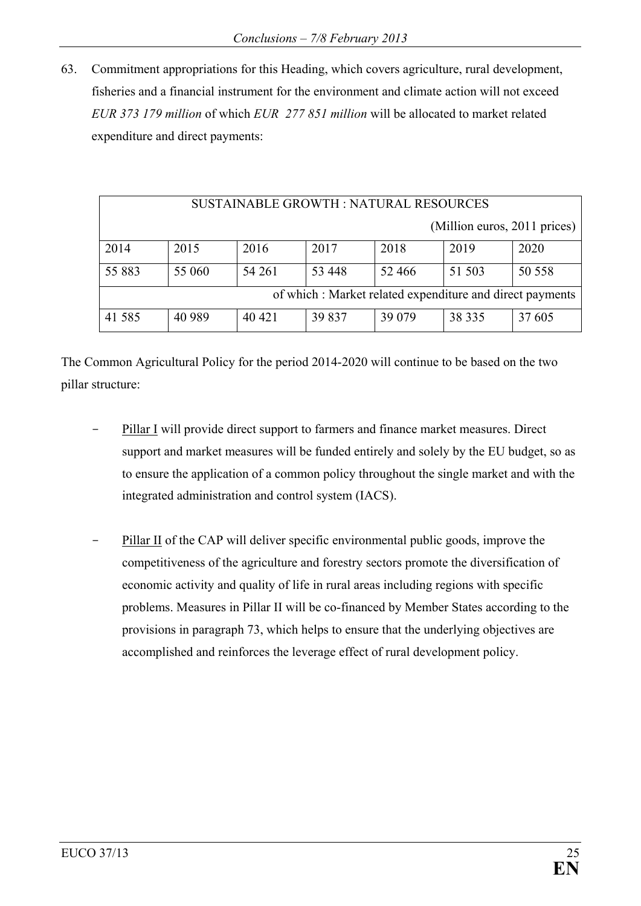63. Commitment appropriations for this Heading, which covers agriculture, rural development, fisheries and a financial instrument for the environment and climate action will not exceed *EUR 373 179 million* of which *EUR 277 851 million* will be allocated to market related expenditure and direct payments:

| SUSTAINABLE GROWTH : NATURAL RESOURCES (Million euros, 2011 prices) | | | | | | |
|---|---|---|---|---|---|---|
| 2014 | 2015 | 2016 | 2017 | 2018 | 2019 | 2020 |
| 55 883 | 55 060 | 54 261 | 53 448 | 52 466 | 51 503 | 50 558 |
| of which : Market related expenditure and direct payments | | | | | | |
| 41 585 | 40 989 | 40 421 | 39 837 | 39 079 | 38 335 | 37 605 |

The Common Agricultural Policy for the period 2014-2020 will continue to be based on the two pillar structure:

- Pillar I will provide direct support to farmers and finance market measures. Direct support and market measures will be funded entirely and solely by the EU budget, so as to ensure the application of a common policy throughout the single market and with the integrated administration and control system (IACS).

- Pillar II of the CAP will deliver specific environmental public goods, improve the competitiveness of the agriculture and forestry sectors promote the diversification of economic activity and quality of life in rural areas including regions with specific problems. Measures in Pillar II will be co-financed by Member States according to the provisions in paragraph 73, which helps to ensure that the underlying objectives are accomplished and reinforces the leverage effect of rural development policy.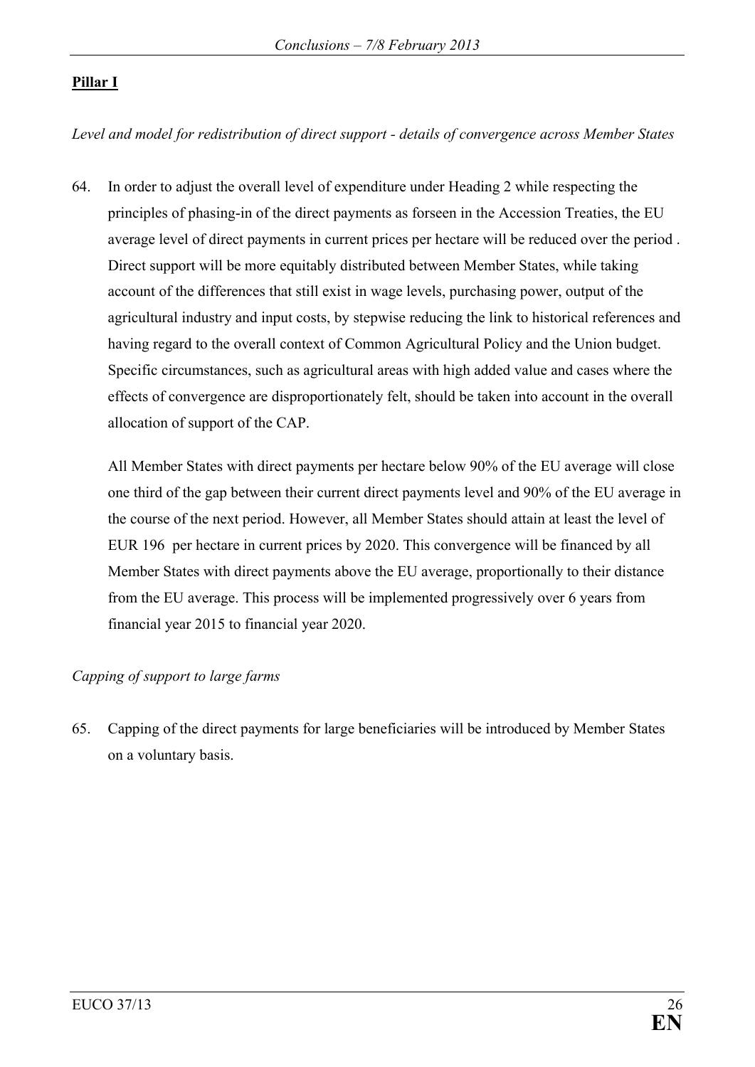**Pillar I**

*Level and model for redistribution of direct support - details of convergence across Member States*

64. In order to adjust the overall level of expenditure under Heading 2 while respecting the principles of phasing-in of the direct payments as forseen in the Accession Treaties, the EU average level of direct payments in current prices per hectare will be reduced over the period . Direct support will be more equitably distributed between Member States, while taking account of the differences that still exist in wage levels, purchasing power, output of the agricultural industry and input costs, by stepwise reducing the link to historical references and having regard to the overall context of Common Agricultural Policy and the Union budget. Specific circumstances, such as agricultural areas with high added value and cases where the effects of convergence are disproportionately felt, should be taken into account in the overall allocation of support of the CAP.

    All Member States with direct payments per hectare below 90% of the EU average will close one third of the gap between their current direct payments level and 90% of the EU average in the course of the next period. However, all Member States should attain at least the level of EUR 196 per hectare in current prices by 2020. This convergence will be financed by all Member States with direct payments above the EU average, proportionally to their distance from the EU average. This process will be implemented progressively over 6 years from financial year 2015 to financial year 2020.

*Capping of support to large farms*

65. Capping of the direct payments for large beneficiaries will be introduced by Member States on a voluntary basis.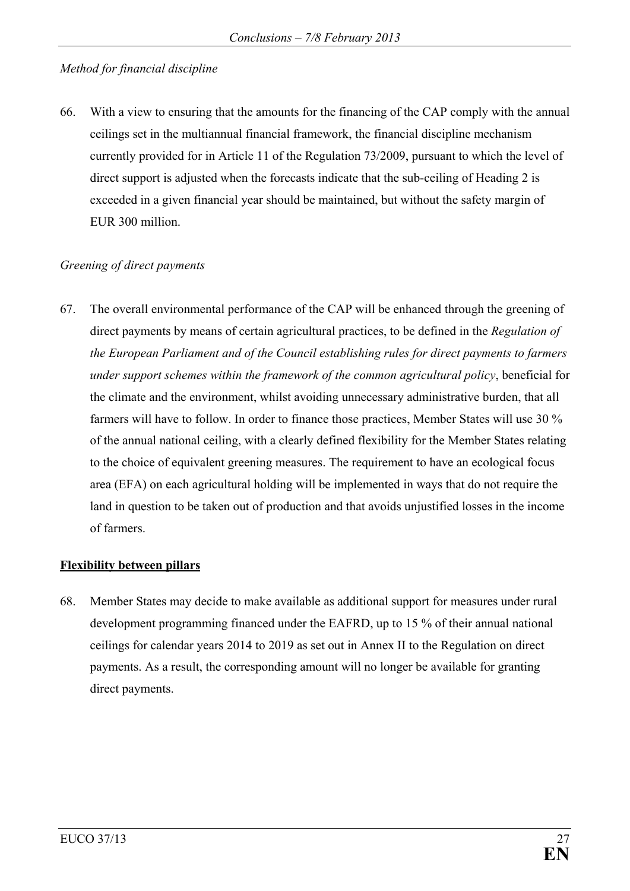*Method for financial discipline*

66. With a view to ensuring that the amounts for the financing of the CAP comply with the annual ceilings set in the multiannual financial framework, the financial discipline mechanism currently provided for in Article 11 of the Regulation 73/2009, pursuant to which the level of direct support is adjusted when the forecasts indicate that the sub-ceiling of Heading 2 is exceeded in a given financial year should be maintained, but without the safety margin of EUR 300 million.

*Greening of direct payments*

67. The overall environmental performance of the CAP will be enhanced through the greening of direct payments by means of certain agricultural practices, to be defined in the *Regulation of the European Parliament and of the Council establishing rules for direct payments to farmers under support schemes within the framework of the common agricultural policy*, beneficial for the climate and the environment, whilst avoiding unnecessary administrative burden, that all farmers will have to follow. In order to finance those practices, Member States will use 30 % of the annual national ceiling, with a clearly defined flexibility for the Member States relating to the choice of equivalent greening measures. The requirement to have an ecological focus area (EFA) on each agricultural holding will be implemented in ways that do not require the land in question to be taken out of production and that avoids unjustified losses in the income of farmers.

**Flexibility between pillars**

68. Member States may decide to make available as additional support for measures under rural development programming financed under the EAFRD, up to 15 % of their annual national ceilings for calendar years 2014 to 2019 as set out in Annex II to the Regulation on direct payments. As a result, the corresponding amount will no longer be available for granting direct payments.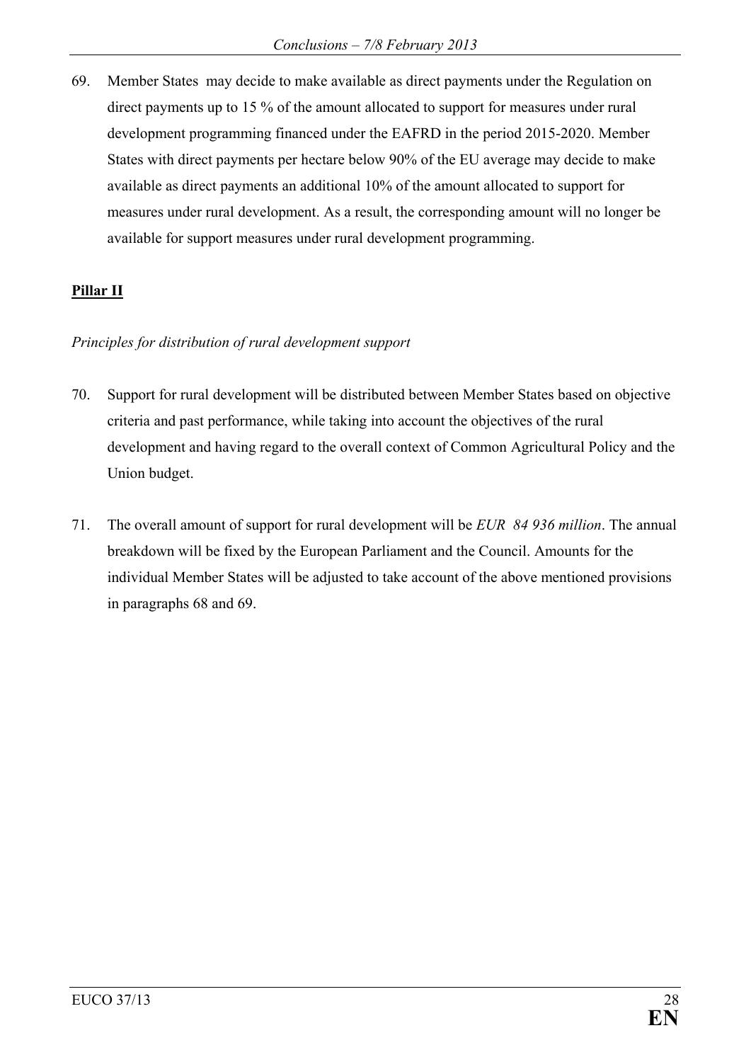69. Member States may decide to make available as direct payments under the Regulation on direct payments up to 15 % of the amount allocated to support for measures under rural development programming financed under the EAFRD in the period 2015-2020. Member States with direct payments per hectare below 90% of the EU average may decide to make available as direct payments an additional 10% of the amount allocated to support for measures under rural development. As a result, the corresponding amount will no longer be available for support measures under rural development programming.

## **Pillar II**

*Principles for distribution of rural development support*

70. Support for rural development will be distributed between Member States based on objective criteria and past performance, while taking into account the objectives of the rural development and having regard to the overall context of Common Agricultural Policy and the Union budget.

71. The overall amount of support for rural development will be *EUR 84 936 million*. The annual breakdown will be fixed by the European Parliament and the Council. Amounts for the individual Member States will be adjusted to take account of the above mentioned provisions in paragraphs 68 and 69.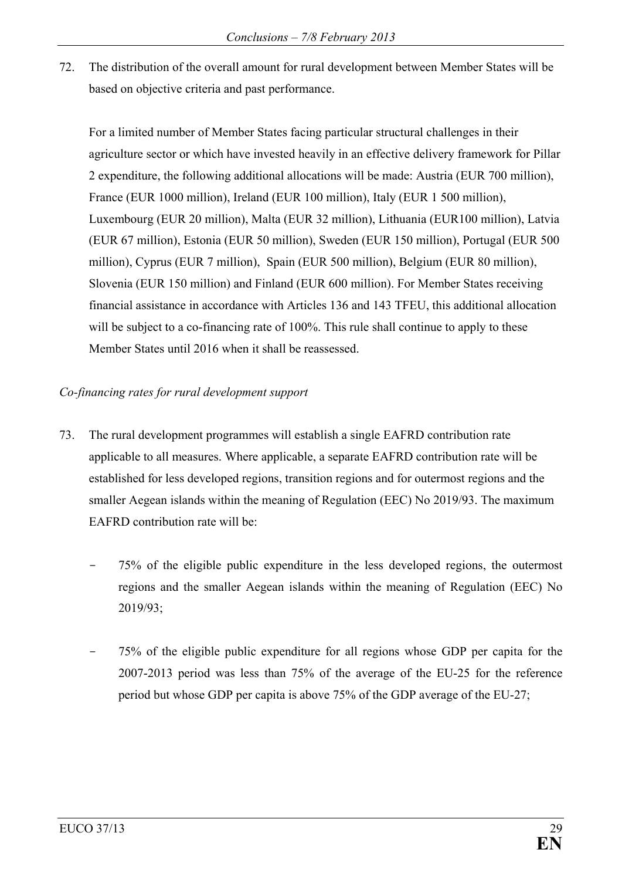72. The distribution of the overall amount for rural development between Member States will be based on objective criteria and past performance.

    For a limited number of Member States facing particular structural challenges in their agriculture sector or which have invested heavily in an effective delivery framework for Pillar 2 expenditure, the following additional allocations will be made: Austria (EUR 700 million), France (EUR 1000 million), Ireland (EUR 100 million), Italy (EUR 1 500 million), Luxembourg (EUR 20 million), Malta (EUR 32 million), Lithuania (EUR100 million), Latvia (EUR 67 million), Estonia (EUR 50 million), Sweden (EUR 150 million), Portugal (EUR 500 million), Cyprus (EUR 7 million), Spain (EUR 500 million), Belgium (EUR 80 million), Slovenia (EUR 150 million) and Finland (EUR 600 million). For Member States receiving financial assistance in accordance with Articles 136 and 143 TFEU, this additional allocation will be subject to a co-financing rate of 100%. This rule shall continue to apply to these Member States until 2016 when it shall be reassessed.

*Co-financing rates for rural development support*

73. The rural development programmes will establish a single EAFRD contribution rate applicable to all measures. Where applicable, a separate EAFRD contribution rate will be established for less developed regions, transition regions and for outermost regions and the smaller Aegean islands within the meaning of Regulation (EEC) No 2019/93. The maximum EAFRD contribution rate will be:

    - 75% of the eligible public expenditure in the less developed regions, the outermost regions and the smaller Aegean islands within the meaning of Regulation (EEC) No 2019/93;

    - 75% of the eligible public expenditure for all regions whose GDP per capita for the 2007-2013 period was less than 75% of the average of the EU-25 for the reference period but whose GDP per capita is above 75% of the GDP average of the EU-27;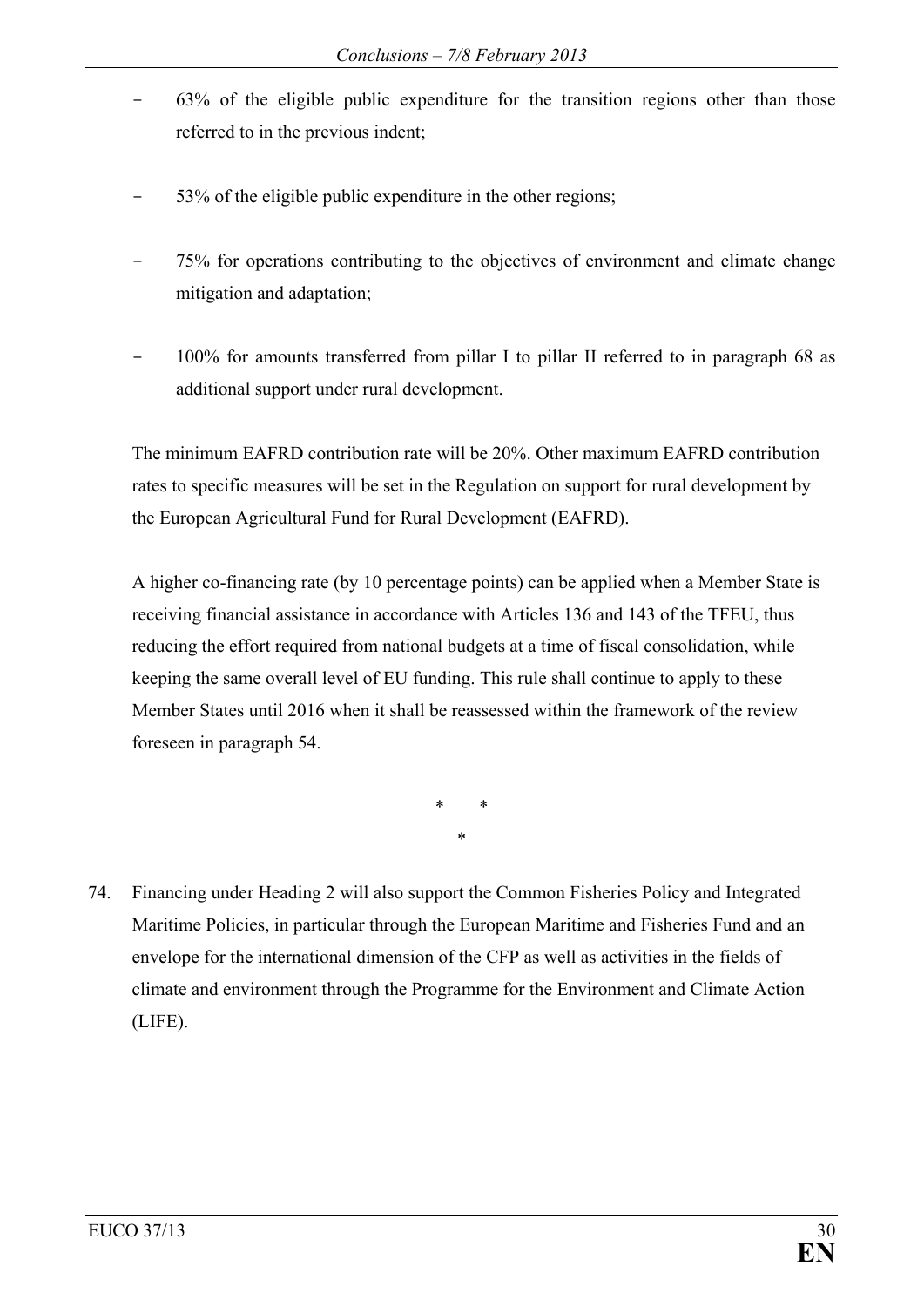- 63% of the eligible public expenditure for the transition regions other than those referred to in the previous indent;
- 53% of the eligible public expenditure in the other regions;
- 75% for operations contributing to the objectives of environment and climate change mitigation and adaptation;
- 100% for amounts transferred from pillar I to pillar II referred to in paragraph 68 as additional support under rural development.

The minimum EAFRD contribution rate will be 20%. Other maximum EAFRD contribution rates to specific measures will be set in the Regulation on support for rural development by the European Agricultural Fund for Rural Development (EAFRD).

A higher co-financing rate (by 10 percentage points) can be applied when a Member State is receiving financial assistance in accordance with Articles 136 and 143 of the TFEU, thus reducing the effort required from national budgets at a time of fiscal consolidation, while keeping the same overall level of EU funding. This rule shall continue to apply to these Member States until 2016 when it shall be reassessed within the framework of the review foreseen in paragraph 54.

\* \*
\*

74. Financing under Heading 2 will also support the Common Fisheries Policy and Integrated Maritime Policies, in particular through the European Maritime and Fisheries Fund and an envelope for the international dimension of the CFP as well as activities in the fields of climate and environment through the Programme for the Environment and Climate Action (LIFE).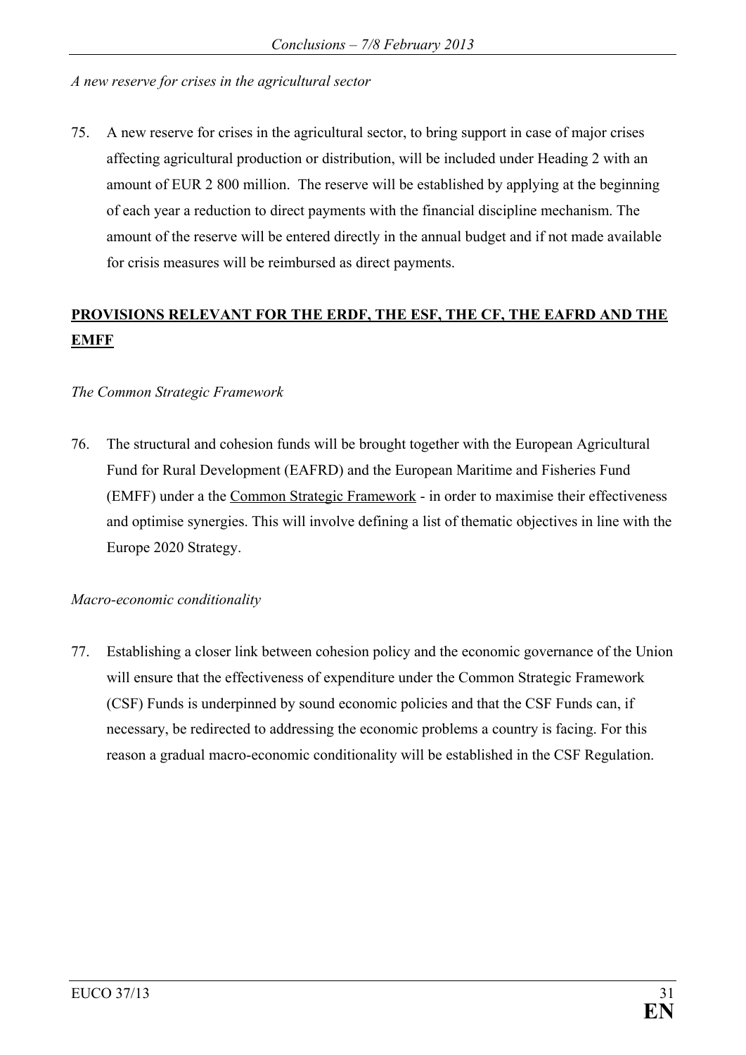*A new reserve for crises in the agricultural sector*

75. A new reserve for crises in the agricultural sector, to bring support in case of major crises affecting agricultural production or distribution, will be included under Heading 2 with an amount of EUR 2 800 million. The reserve will be established by applying at the beginning of each year a reduction to direct payments with the financial discipline mechanism. The amount of the reserve will be entered directly in the annual budget and if not made available for crisis measures will be reimbursed as direct payments.

## **PROVISIONS RELEVANT FOR THE ERDF, THE ESF, THE CF, THE EAFRD AND THE EMFF**

*The Common Strategic Framework*

76. The structural and cohesion funds will be brought together with the European Agricultural Fund for Rural Development (EAFRD) and the European Maritime and Fisheries Fund (EMFF) under a the Common Strategic Framework - in order to maximise their effectiveness and optimise synergies. This will involve defining a list of thematic objectives in line with the Europe 2020 Strategy.

*Macro-economic conditionality*

77. Establishing a closer link between cohesion policy and the economic governance of the Union will ensure that the effectiveness of expenditure under the Common Strategic Framework (CSF) Funds is underpinned by sound economic policies and that the CSF Funds can, if necessary, be redirected to addressing the economic problems a country is facing. For this reason a gradual macro-economic conditionality will be established in the CSF Regulation.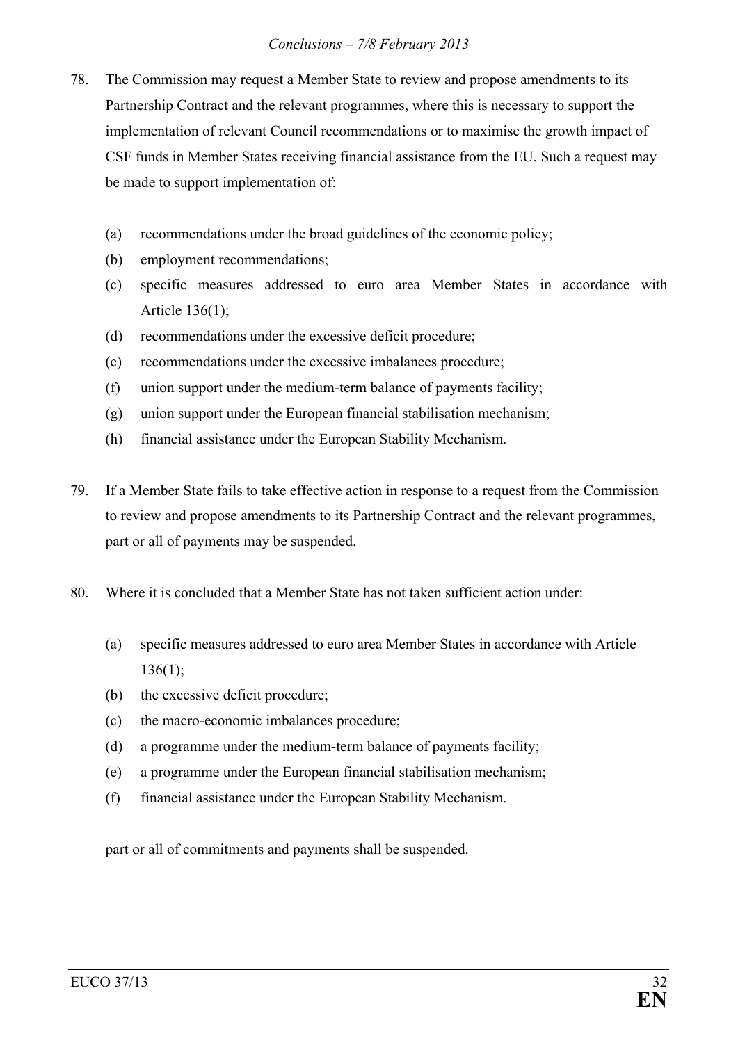78. The Commission may request a Member State to review and propose amendments to its Partnership Contract and the relevant programmes, where this is necessary to support the implementation of relevant Council recommendations or to maximise the growth impact of CSF funds in Member States receiving financial assistance from the EU. Such a request may be made to support implementation of:

    (a) recommendations under the broad guidelines of the economic policy;
    (b) employment recommendations;
    (c) specific measures addressed to euro area Member States in accordance with Article 136(1);
    (d) recommendations under the excessive deficit procedure;
    (e) recommendations under the excessive imbalances procedure;
    (f) union support under the medium-term balance of payments facility;
    (g) union support under the European financial stabilisation mechanism;
    (h) financial assistance under the European Stability Mechanism.

79. If a Member State fails to take effective action in response to a request from the Commission to review and propose amendments to its Partnership Contract and the relevant programmes, part or all of payments may be suspended.

80. Where it is concluded that a Member State has not taken sufficient action under:

    (a) specific measures addressed to euro area Member States in accordance with Article 136(1);
    (b) the excessive deficit procedure;
    (c) the macro-economic imbalances procedure;
    (d) a programme under the medium-term balance of payments facility;
    (e) a programme under the European financial stabilisation mechanism;
    (f) financial assistance under the European Stability Mechanism.

    part or all of commitments and payments shall be suspended.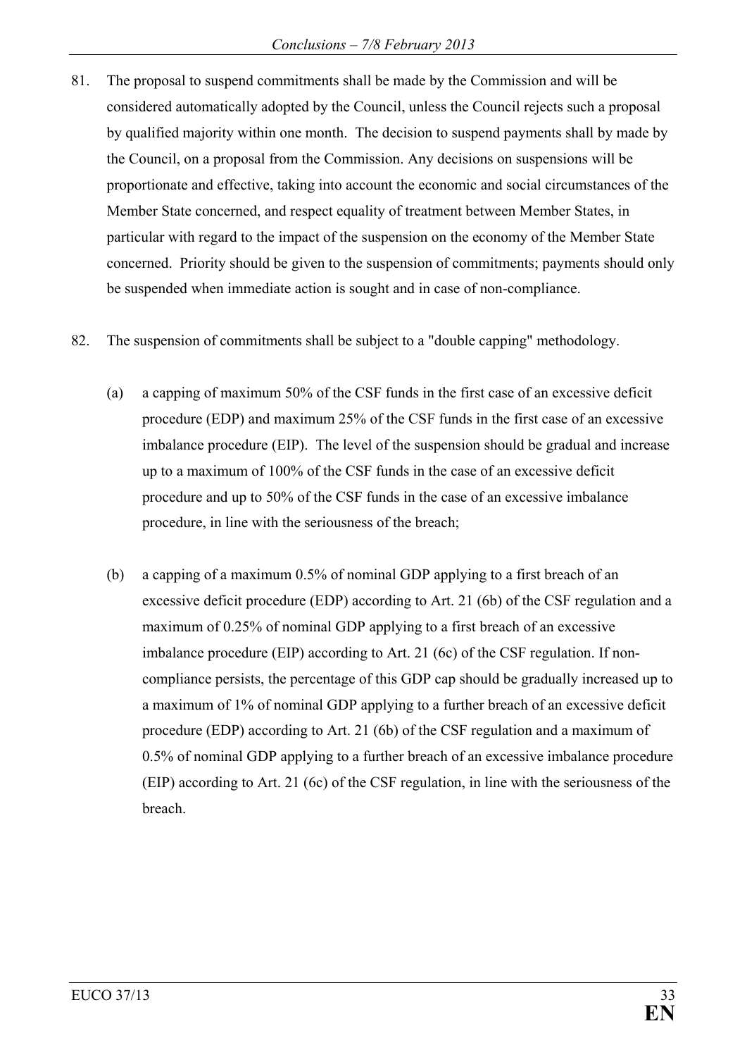81. The proposal to suspend commitments shall be made by the Commission and will be considered automatically adopted by the Council, unless the Council rejects such a proposal by qualified majority within one month. The decision to suspend payments shall by made by the Council, on a proposal from the Commission. Any decisions on suspensions will be proportionate and effective, taking into account the economic and social circumstances of the Member State concerned, and respect equality of treatment between Member States, in particular with regard to the impact of the suspension on the economy of the Member State concerned. Priority should be given to the suspension of commitments; payments should only be suspended when immediate action is sought and in case of non-compliance.

82. The suspension of commitments shall be subject to a "double capping" methodology.

    (a) a capping of maximum 50% of the CSF funds in the first case of an excessive deficit procedure (EDP) and maximum 25% of the CSF funds in the first case of an excessive imbalance procedure (EIP). The level of the suspension should be gradual and increase up to a maximum of 100% of the CSF funds in the case of an excessive deficit procedure and up to 50% of the CSF funds in the case of an excessive imbalance procedure, in line with the seriousness of the breach;

    (b) a capping of a maximum 0.5% of nominal GDP applying to a first breach of an excessive deficit procedure (EDP) according to Art. 21 (6b) of the CSF regulation and a maximum of 0.25% of nominal GDP applying to a first breach of an excessive imbalance procedure (EIP) according to Art. 21 (6c) of the CSF regulation. If non-compliance persists, the percentage of this GDP cap should be gradually increased up to a maximum of 1% of nominal GDP applying to a further breach of an excessive deficit procedure (EDP) according to Art. 21 (6b) of the CSF regulation and a maximum of 0.5% of nominal GDP applying to a further breach of an excessive imbalance procedure (EIP) according to Art. 21 (6c) of the CSF regulation, in line with the seriousness of the breach.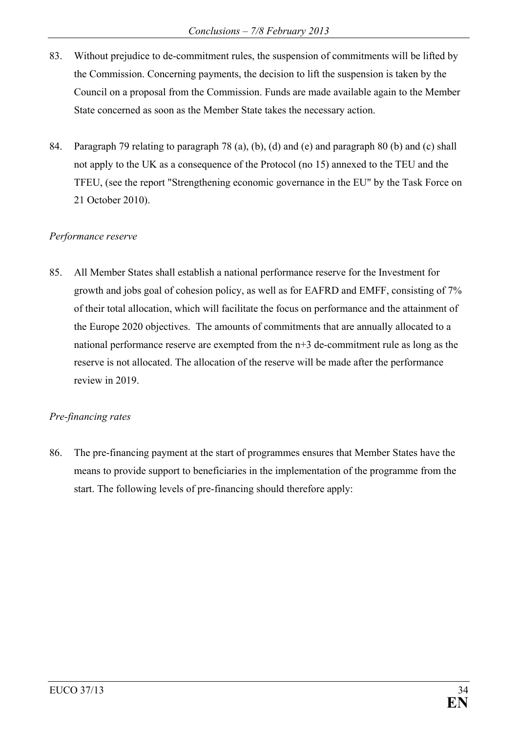83. Without prejudice to de-commitment rules, the suspension of commitments will be lifted by the Commission. Concerning payments, the decision to lift the suspension is taken by the Council on a proposal from the Commission. Funds are made available again to the Member State concerned as soon as the Member State takes the necessary action.

84. Paragraph 79 relating to paragraph 78 (a), (b), (d) and (e) and paragraph 80 (b) and (c) shall not apply to the UK as a consequence of the Protocol (no 15) annexed to the TEU and the TFEU, (see the report "Strengthening economic governance in the EU" by the Task Force on 21 October 2010).

*Performance reserve*

85. All Member States shall establish a national performance reserve for the Investment for growth and jobs goal of cohesion policy, as well as for EAFRD and EMFF, consisting of 7% of their total allocation, which will facilitate the focus on performance and the attainment of the Europe 2020 objectives. The amounts of commitments that are annually allocated to a national performance reserve are exempted from the n+3 de-commitment rule as long as the reserve is not allocated. The allocation of the reserve will be made after the performance review in 2019.

*Pre-financing rates*

86. The pre-financing payment at the start of programmes ensures that Member States have the means to provide support to beneficiaries in the implementation of the programme from the start. The following levels of pre-financing should therefore apply: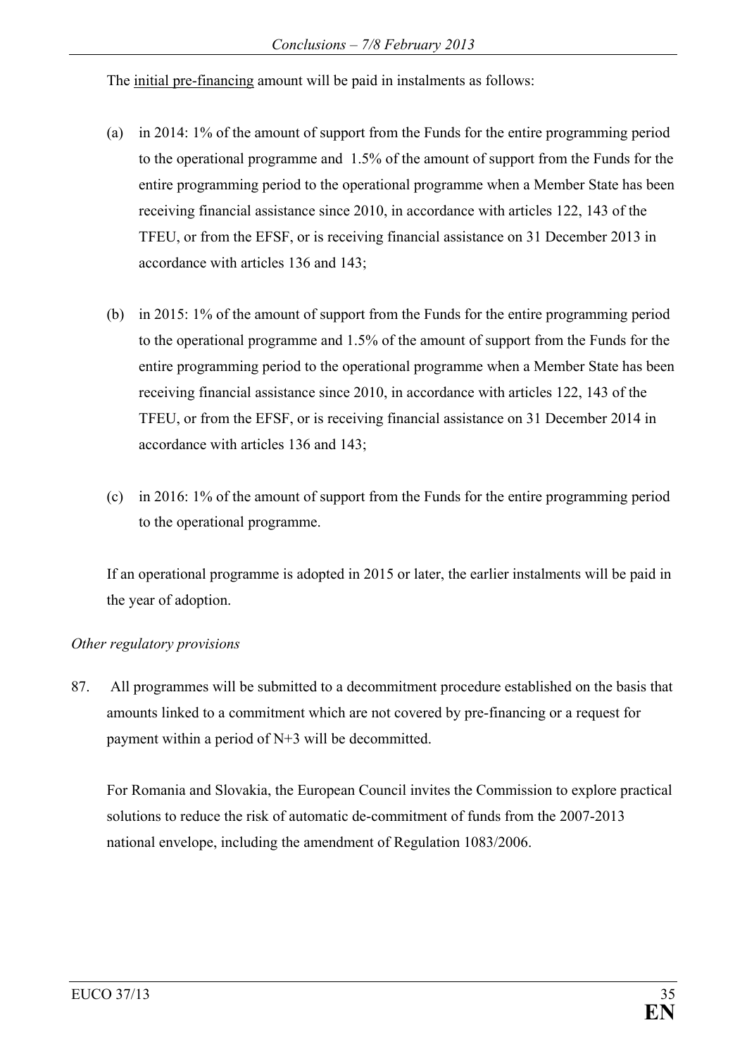The <u>initial pre-financing</u> amount will be paid in instalments as follows:

(a) in 2014: 1% of the amount of support from the Funds for the entire programming period to the operational programme and 1.5% of the amount of support from the Funds for the entire programming period to the operational programme when a Member State has been receiving financial assistance since 2010, in accordance with articles 122, 143 of the TFEU, or from the EFSF, or is receiving financial assistance on 31 December 2013 in accordance with articles 136 and 143;

(b) in 2015: 1% of the amount of support from the Funds for the entire programming period to the operational programme and 1.5% of the amount of support from the Funds for the entire programming period to the operational programme when a Member State has been receiving financial assistance since 2010, in accordance with articles 122, 143 of the TFEU, or from the EFSF, or is receiving financial assistance on 31 December 2014 in accordance with articles 136 and 143;

(c) in 2016: 1% of the amount of support from the Funds for the entire programming period to the operational programme.

If an operational programme is adopted in 2015 or later, the earlier instalments will be paid in the year of adoption.

*Other regulatory provisions*

87. All programmes will be submitted to a decommitment procedure established on the basis that amounts linked to a commitment which are not covered by pre-financing or a request for payment within a period of N+3 will be decommitted.

For Romania and Slovakia, the European Council invites the Commission to explore practical solutions to reduce the risk of automatic de-commitment of funds from the 2007-2013 national envelope, including the amendment of Regulation 1083/2006.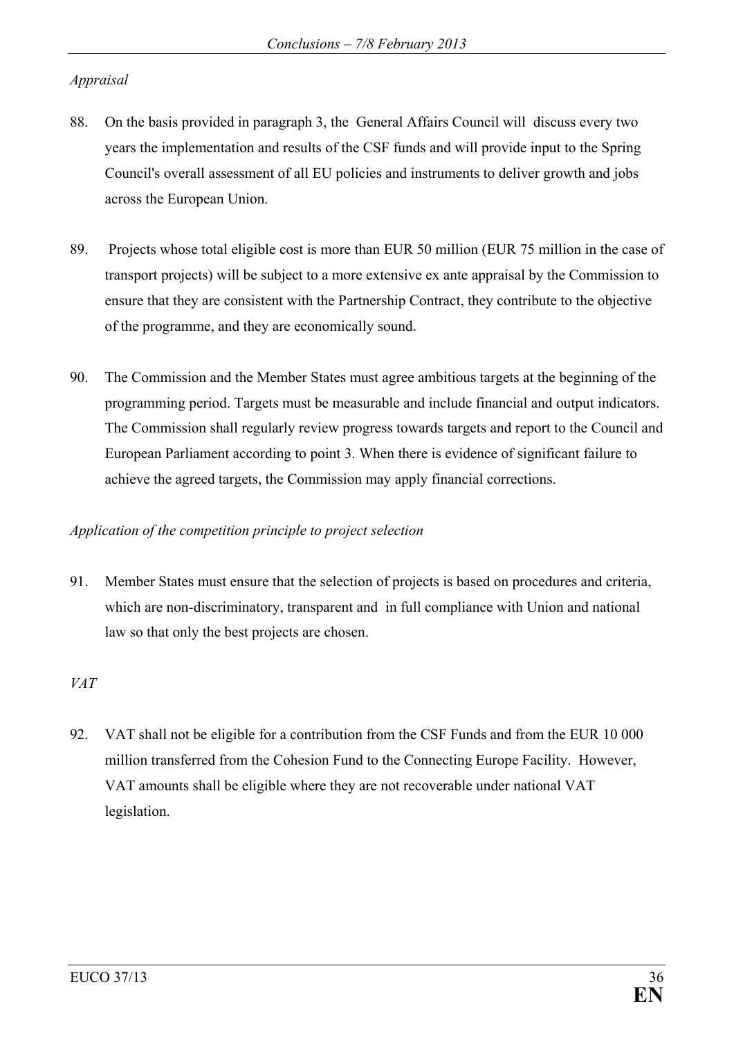*Appraisal*

88. On the basis provided in paragraph 3, the General Affairs Council will discuss every two years the implementation and results of the CSF funds and will provide input to the Spring Council's overall assessment of all EU policies and instruments to deliver growth and jobs across the European Union.

89. Projects whose total eligible cost is more than EUR 50 million (EUR 75 million in the case of transport projects) will be subject to a more extensive ex ante appraisal by the Commission to ensure that they are consistent with the Partnership Contract, they contribute to the objective of the programme, and they are economically sound.

90. The Commission and the Member States must agree ambitious targets at the beginning of the programming period. Targets must be measurable and include financial and output indicators. The Commission shall regularly review progress towards targets and report to the Council and European Parliament according to point 3. When there is evidence of significant failure to achieve the agreed targets, the Commission may apply financial corrections.

*Application of the competition principle to project selection*

91. Member States must ensure that the selection of projects is based on procedures and criteria, which are non-discriminatory, transparent and in full compliance with Union and national law so that only the best projects are chosen.

*VAT*

92. VAT shall not be eligible for a contribution from the CSF Funds and from the EUR 10 000 million transferred from the Cohesion Fund to the Connecting Europe Facility. However, VAT amounts shall be eligible where they are not recoverable under national VAT legislation.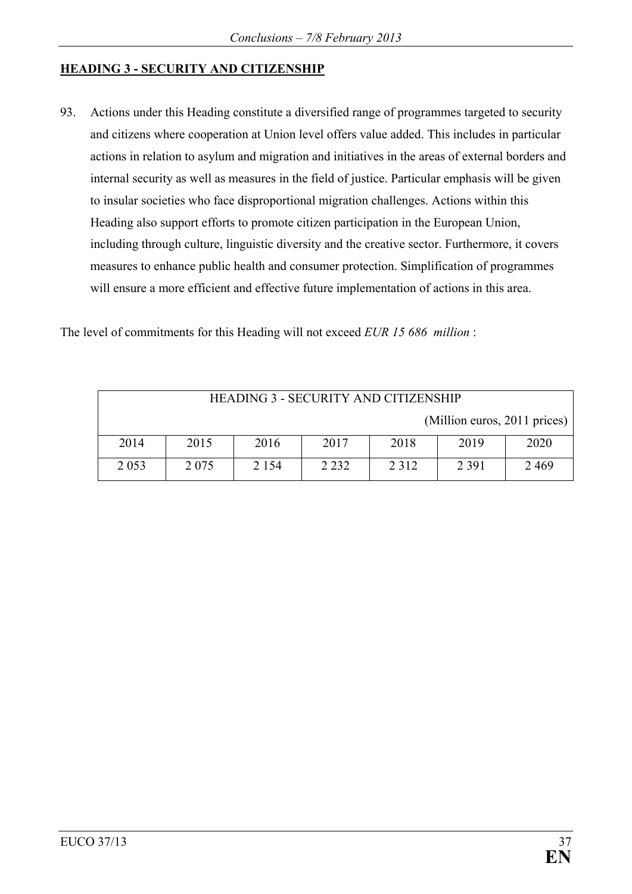## HEADING 3 - SECURITY AND CITIZENSHIP

93. Actions under this Heading constitute a diversified range of programmes targeted to security and citizens where cooperation at Union level offers value added. This includes in particular actions in relation to asylum and migration and initiatives in the areas of external borders and internal security as well as measures in the field of justice. Particular emphasis will be given to insular societies who face disproportional migration challenges. Actions within this Heading also support efforts to promote citizen participation in the European Union, including through culture, linguistic diversity and the creative sector. Furthermore, it covers measures to enhance public health and consumer protection. Simplification of programmes will ensure a more efficient and effective future implementation of actions in this area.

The level of commitments for this Heading will not exceed *EUR 15 686 million* :

| HEADING 3 - SECURITY AND CITIZENSHIP (Million euros, 2011 prices) | | | | | | |
|---|---|---|---|---|---|---|
| 2014 | 2015 | 2016 | 2017 | 2018 | 2019 | 2020 |
| 2 053 | 2 075 | 2 154 | 2 232 | 2 312 | 2 391 | 2 469 |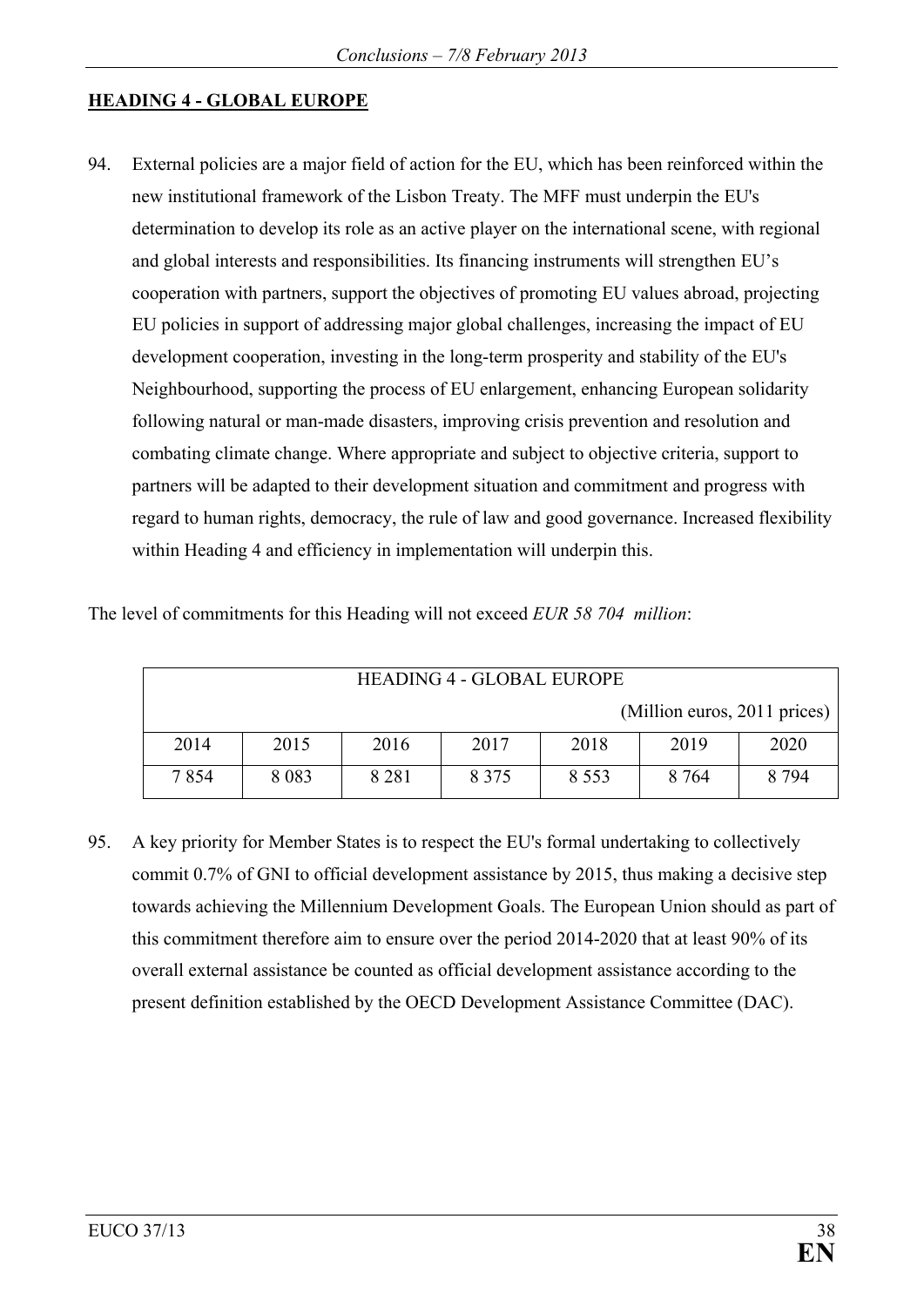**HEADING 4 - GLOBAL EUROPE**

94. External policies are a major field of action for the EU, which has been reinforced within the new institutional framework of the Lisbon Treaty. The MFF must underpin the EU's determination to develop its role as an active player on the international scene, with regional and global interests and responsibilities. Its financing instruments will strengthen EU's cooperation with partners, support the objectives of promoting EU values abroad, projecting EU policies in support of addressing major global challenges, increasing the impact of EU development cooperation, investing in the long-term prosperity and stability of the EU's Neighbourhood, supporting the process of EU enlargement, enhancing European solidarity following natural or man-made disasters, improving crisis prevention and resolution and combating climate change. Where appropriate and subject to objective criteria, support to partners will be adapted to their development situation and commitment and progress with regard to human rights, democracy, the rule of law and good governance. Increased flexibility within Heading 4 and efficiency in implementation will underpin this.

The level of commitments for this Heading will not exceed *EUR 58 704 million*:

| HEADING 4 - GLOBAL EUROPE (Million euros, 2011 prices) | | | | | | |
|---|---|---|---|---|---|---|
| 2014 | 2015 | 2016 | 2017 | 2018 | 2019 | 2020 |
| 7 854 | 8 083 | 8 281 | 8 375 | 8 553 | 8 764 | 8 794 |

95. A key priority for Member States is to respect the EU's formal undertaking to collectively commit 0.7% of GNI to official development assistance by 2015, thus making a decisive step towards achieving the Millennium Development Goals. The European Union should as part of this commitment therefore aim to ensure over the period 2014-2020 that at least 90% of its overall external assistance be counted as official development assistance according to the present definition established by the OECD Development Assistance Committee (DAC).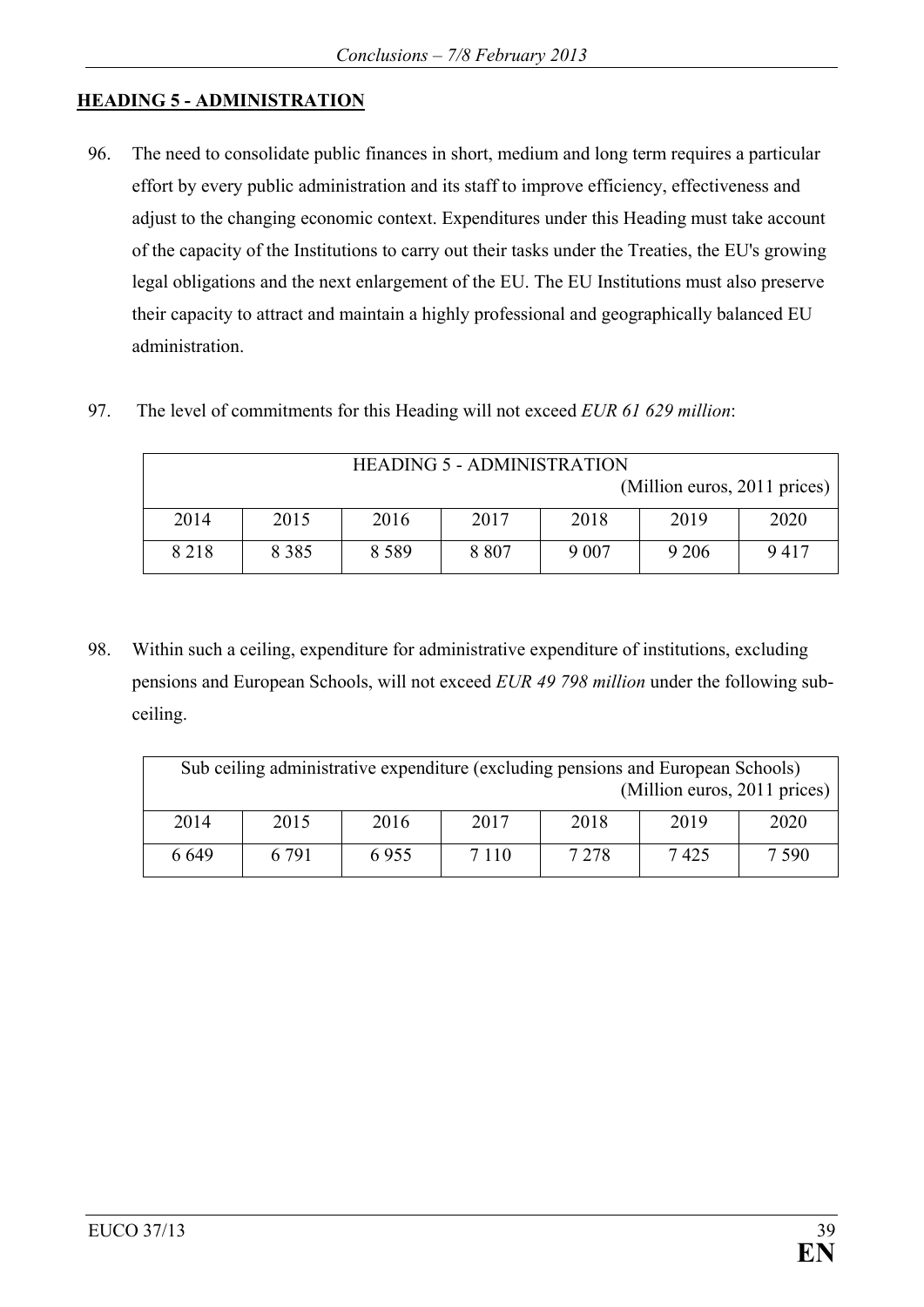## HEADING 5 - ADMINISTRATION

96. The need to consolidate public finances in short, medium and long term requires a particular effort by every public administration and its staff to improve efficiency, effectiveness and adjust to the changing economic context. Expenditures under this Heading must take account of the capacity of the Institutions to carry out their tasks under the Treaties, the EU's growing legal obligations and the next enlargement of the EU. The EU Institutions must also preserve their capacity to attract and maintain a highly professional and geographically balanced EU administration.

97. The level of commitments for this Heading will not exceed *EUR 61 629 million*:

| HEADING 5 - ADMINISTRATION (Million euros, 2011 prices) | | | | | | |
|---|---|---|---|---|---|---|
| 2014 | 2015 | 2016 | 2017 | 2018 | 2019 | 2020 |
| 8 218 | 8 385 | 8 589 | 8 807 | 9 007 | 9 206 | 9 417 |

98. Within such a ceiling, expenditure for administrative expenditure of institutions, excluding pensions and European Schools, will not exceed *EUR 49 798 million* under the following sub-ceiling.

| Sub ceiling administrative expenditure (excluding pensions and European Schools) (Million euros, 2011 prices) | | | | | | |
|---|---|---|---|---|---|---|
| 2014 | 2015 | 2016 | 2017 | 2018 | 2019 | 2020 |
| 6 649 | 6 791 | 6 955 | 7 110 | 7 278 | 7 425 | 7 590 |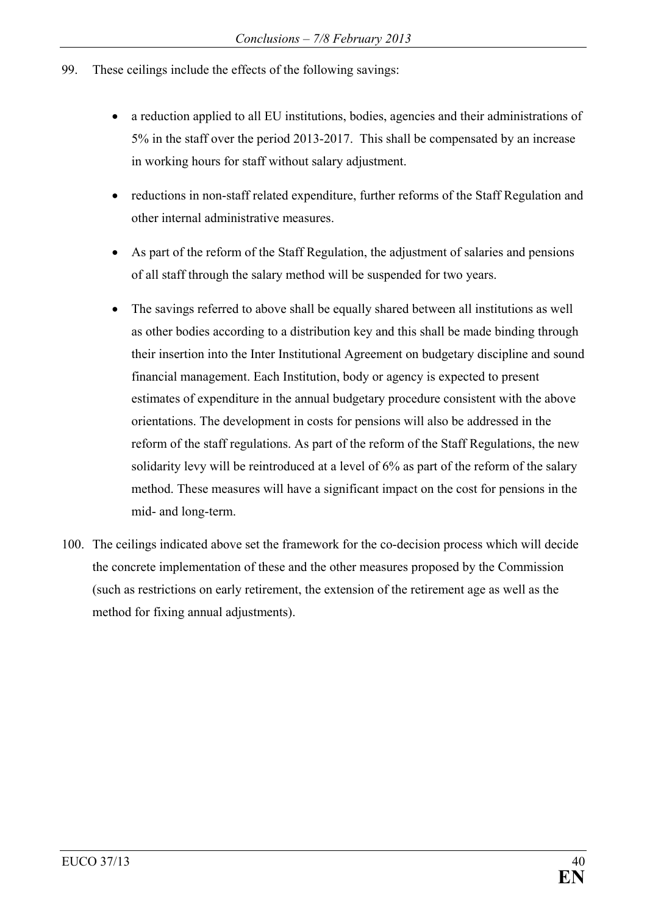99. These ceilings include the effects of the following savings:

    - a reduction applied to all EU institutions, bodies, agencies and their administrations of 5% in the staff over the period 2013-2017. This shall be compensated by an increase in working hours for staff without salary adjustment.

    - reductions in non-staff related expenditure, further reforms of the Staff Regulation and other internal administrative measures.

    - As part of the reform of the Staff Regulation, the adjustment of salaries and pensions of all staff through the salary method will be suspended for two years.

    - The savings referred to above shall be equally shared between all institutions as well as other bodies according to a distribution key and this shall be made binding through their insertion into the Inter Institutional Agreement on budgetary discipline and sound financial management. Each Institution, body or agency is expected to present estimates of expenditure in the annual budgetary procedure consistent with the above orientations. The development in costs for pensions will also be addressed in the reform of the staff regulations. As part of the reform of the Staff Regulations, the new solidarity levy will be reintroduced at a level of 6% as part of the reform of the salary method. These measures will have a significant impact on the cost for pensions in the mid- and long-term.

100. The ceilings indicated above set the framework for the co-decision process which will decide the concrete implementation of these and the other measures proposed by the Commission (such as restrictions on early retirement, the extension of the retirement age as well as the method for fixing annual adjustments).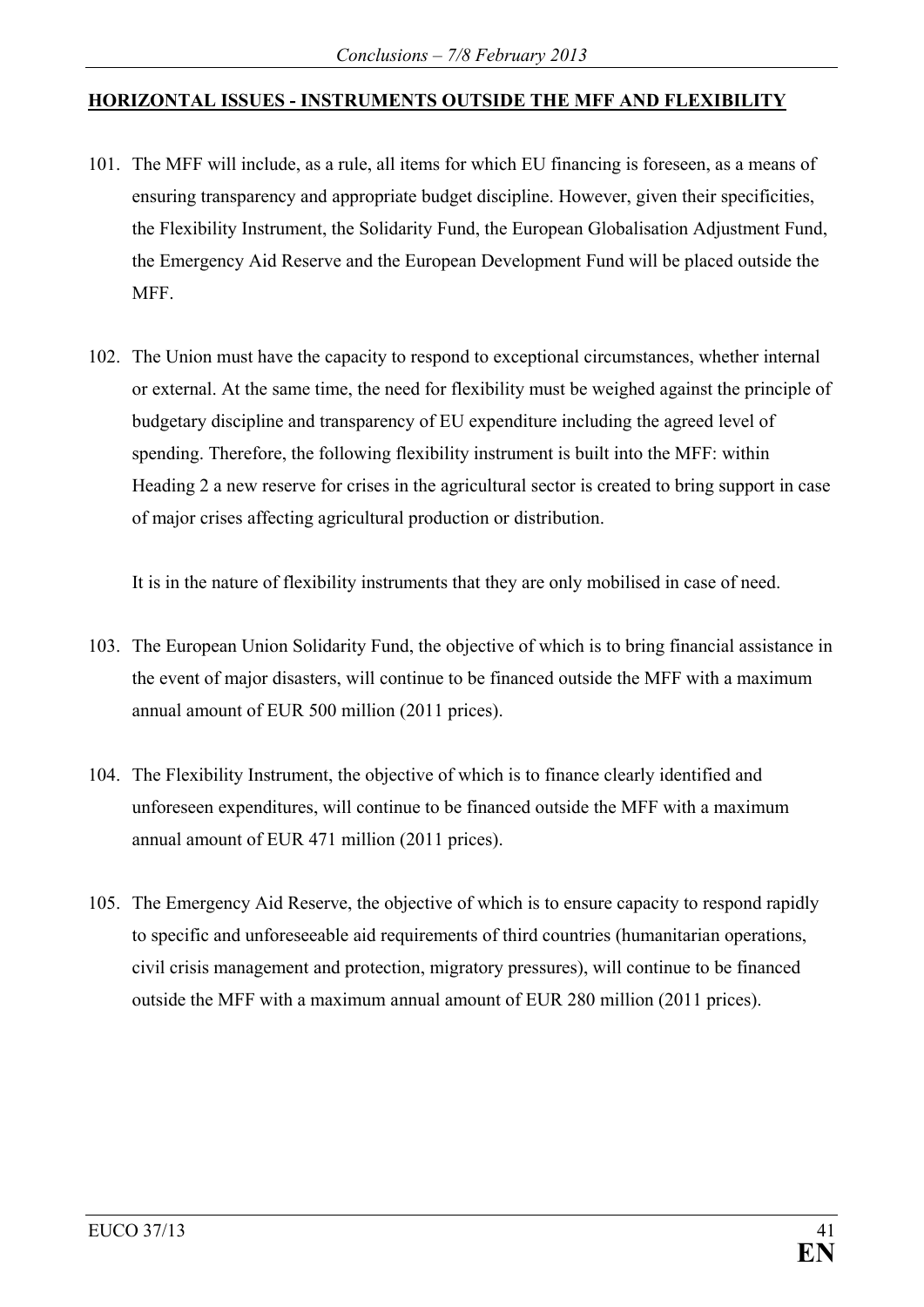## HORIZONTAL ISSUES - INSTRUMENTS OUTSIDE THE MFF AND FLEXIBILITY

101. The MFF will include, as a rule, all items for which EU financing is foreseen, as a means of ensuring transparency and appropriate budget discipline. However, given their specificities, the Flexibility Instrument, the Solidarity Fund, the European Globalisation Adjustment Fund, the Emergency Aid Reserve and the European Development Fund will be placed outside the MFF.

102. The Union must have the capacity to respond to exceptional circumstances, whether internal or external. At the same time, the need for flexibility must be weighed against the principle of budgetary discipline and transparency of EU expenditure including the agreed level of spending. Therefore, the following flexibility instrument is built into the MFF: within Heading 2 a new reserve for crises in the agricultural sector is created to bring support in case of major crises affecting agricultural production or distribution.

     It is in the nature of flexibility instruments that they are only mobilised in case of need.

103. The European Union Solidarity Fund, the objective of which is to bring financial assistance in the event of major disasters, will continue to be financed outside the MFF with a maximum annual amount of EUR 500 million (2011 prices).

104. The Flexibility Instrument, the objective of which is to finance clearly identified and unforeseen expenditures, will continue to be financed outside the MFF with a maximum annual amount of EUR 471 million (2011 prices).

105. The Emergency Aid Reserve, the objective of which is to ensure capacity to respond rapidly to specific and unforeseeable aid requirements of third countries (humanitarian operations, civil crisis management and protection, migratory pressures), will continue to be financed outside the MFF with a maximum annual amount of EUR 280 million (2011 prices).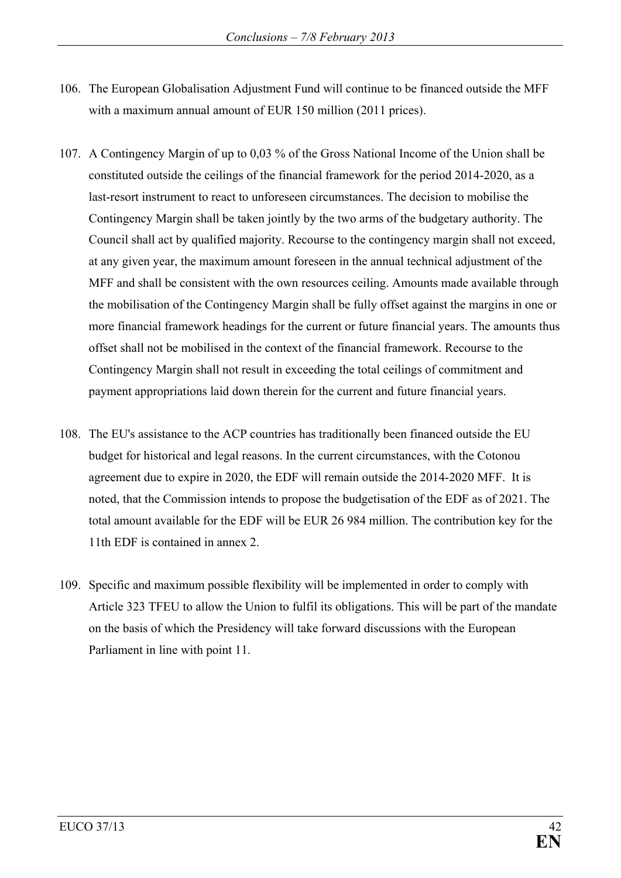106. The European Globalisation Adjustment Fund will continue to be financed outside the MFF with a maximum annual amount of EUR 150 million (2011 prices).

107. A Contingency Margin of up to 0,03 % of the Gross National Income of the Union shall be constituted outside the ceilings of the financial framework for the period 2014-2020, as a last-resort instrument to react to unforeseen circumstances. The decision to mobilise the Contingency Margin shall be taken jointly by the two arms of the budgetary authority. The Council shall act by qualified majority. Recourse to the contingency margin shall not exceed, at any given year, the maximum amount foreseen in the annual technical adjustment of the MFF and shall be consistent with the own resources ceiling. Amounts made available through the mobilisation of the Contingency Margin shall be fully offset against the margins in one or more financial framework headings for the current or future financial years. The amounts thus offset shall not be mobilised in the context of the financial framework. Recourse to the Contingency Margin shall not result in exceeding the total ceilings of commitment and payment appropriations laid down therein for the current and future financial years.

108. The EU's assistance to the ACP countries has traditionally been financed outside the EU budget for historical and legal reasons. In the current circumstances, with the Cotonou agreement due to expire in 2020, the EDF will remain outside the 2014-2020 MFF. It is noted, that the Commission intends to propose the budgetisation of the EDF as of 2021. The total amount available for the EDF will be EUR 26 984 million. The contribution key for the 11th EDF is contained in annex 2.

109. Specific and maximum possible flexibility will be implemented in order to comply with Article 323 TFEU to allow the Union to fulfil its obligations. This will be part of the mandate on the basis of which the Presidency will take forward discussions with the European Parliament in line with point 11.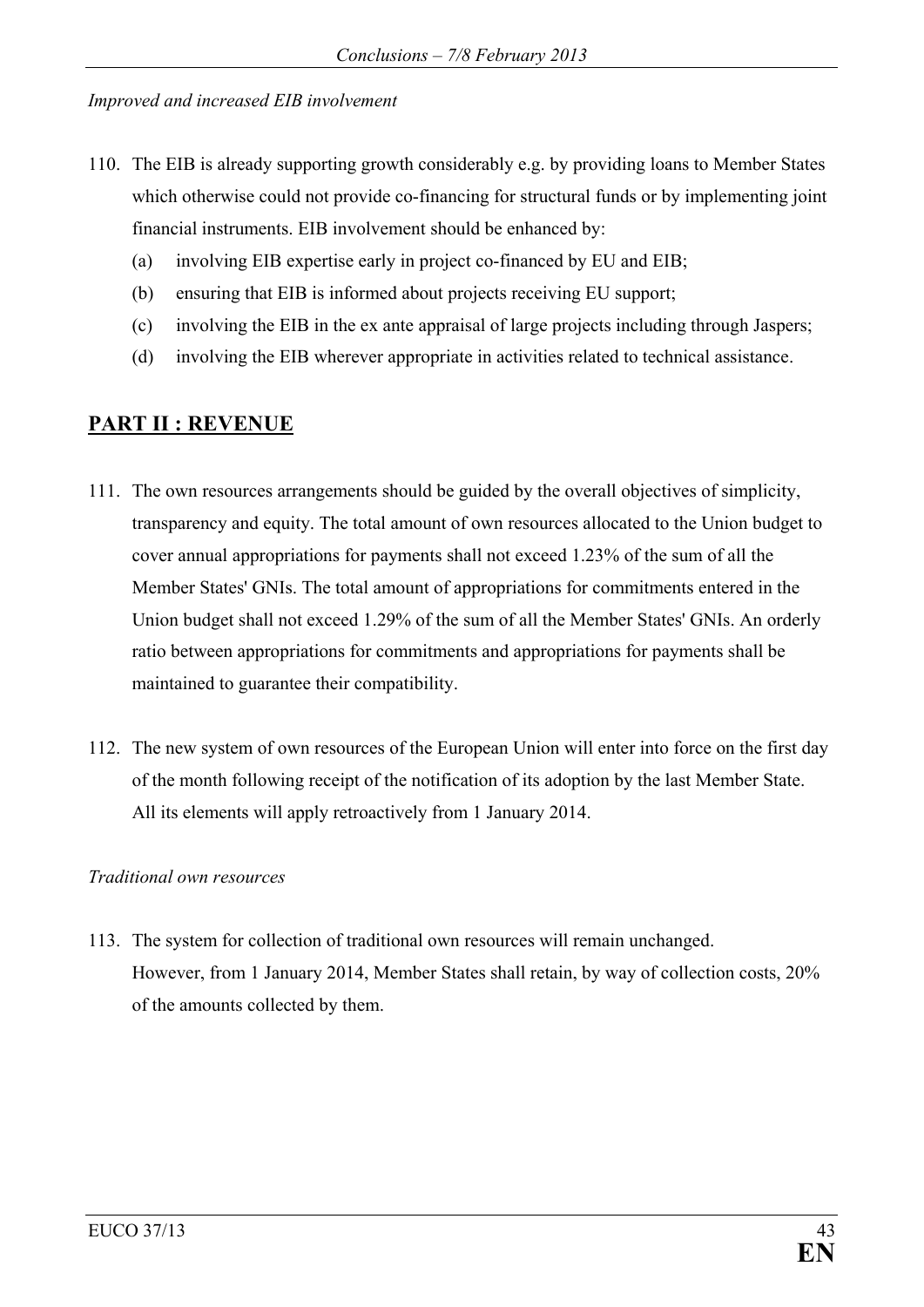*Improved and increased EIB involvement*

110. The EIB is already supporting growth considerably e.g. by providing loans to Member States which otherwise could not provide co-financing for structural funds or by implementing joint financial instruments. EIB involvement should be enhanced by:

    (a) involving EIB expertise early in project co-financed by EU and EIB;

    (b) ensuring that EIB is informed about projects receiving EU support;

    (c) involving the EIB in the ex ante appraisal of large projects including through Jaspers;

    (d) involving the EIB wherever appropriate in activities related to technical assistance.

## PART II : REVENUE

111. The own resources arrangements should be guided by the overall objectives of simplicity, transparency and equity. The total amount of own resources allocated to the Union budget to cover annual appropriations for payments shall not exceed 1.23% of the sum of all the Member States' GNIs. The total amount of appropriations for commitments entered in the Union budget shall not exceed 1.29% of the sum of all the Member States' GNIs. An orderly ratio between appropriations for commitments and appropriations for payments shall be maintained to guarantee their compatibility.

112. The new system of own resources of the European Union will enter into force on the first day of the month following receipt of the notification of its adoption by the last Member State. All its elements will apply retroactively from 1 January 2014.

*Traditional own resources*

113. The system for collection of traditional own resources will remain unchanged. However, from 1 January 2014, Member States shall retain, by way of collection costs, 20% of the amounts collected by them.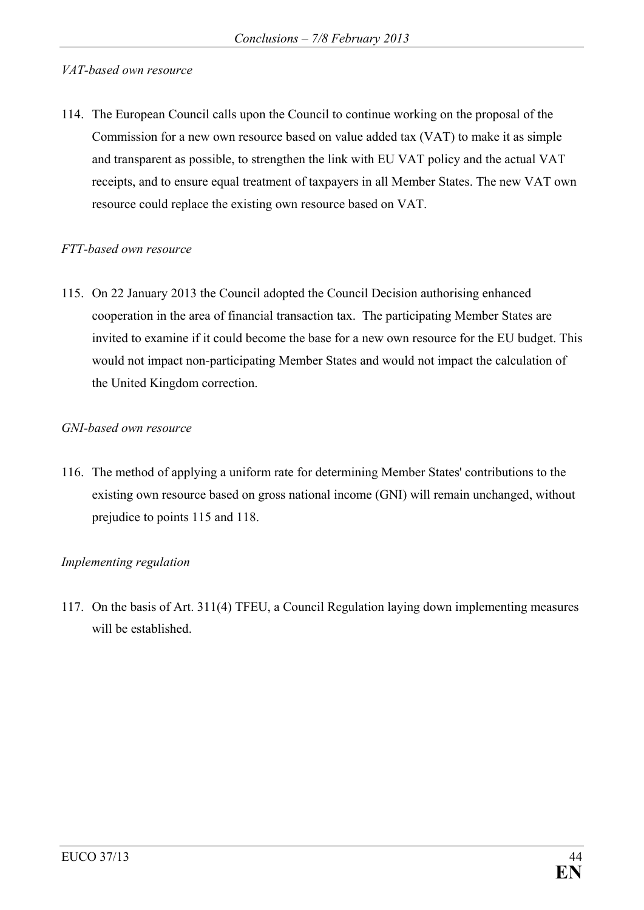*VAT-based own resource*

114. The European Council calls upon the Council to continue working on the proposal of the Commission for a new own resource based on value added tax (VAT) to make it as simple and transparent as possible, to strengthen the link with EU VAT policy and the actual VAT receipts, and to ensure equal treatment of taxpayers in all Member States. The new VAT own resource could replace the existing own resource based on VAT.

*FTT-based own resource*

115. On 22 January 2013 the Council adopted the Council Decision authorising enhanced cooperation in the area of financial transaction tax. The participating Member States are invited to examine if it could become the base for a new own resource for the EU budget. This would not impact non-participating Member States and would not impact the calculation of the United Kingdom correction.

*GNI-based own resource*

116. The method of applying a uniform rate for determining Member States' contributions to the existing own resource based on gross national income (GNI) will remain unchanged, without prejudice to points 115 and 118.

*Implementing regulation*

117. On the basis of Art. 311(4) TFEU, a Council Regulation laying down implementing measures will be established.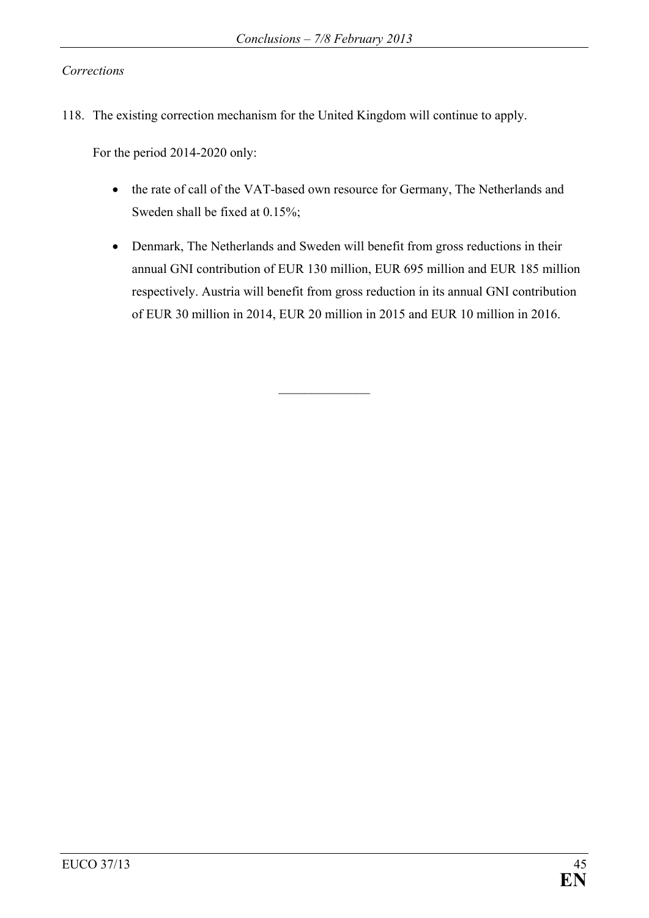*Corrections*

118. The existing correction mechanism for the United Kingdom will continue to apply.

   For the period 2014-2020 only:

   - the rate of call of the VAT-based own resource for Germany, The Netherlands and Sweden shall be fixed at 0.15%;
   - Denmark, The Netherlands and Sweden will benefit from gross reductions in their annual GNI contribution of EUR 130 million, EUR 695 million and EUR 185 million respectively. Austria will benefit from gross reduction in its annual GNI contribution of EUR 30 million in 2014, EUR 20 million in 2015 and EUR 10 million in 2016.

______________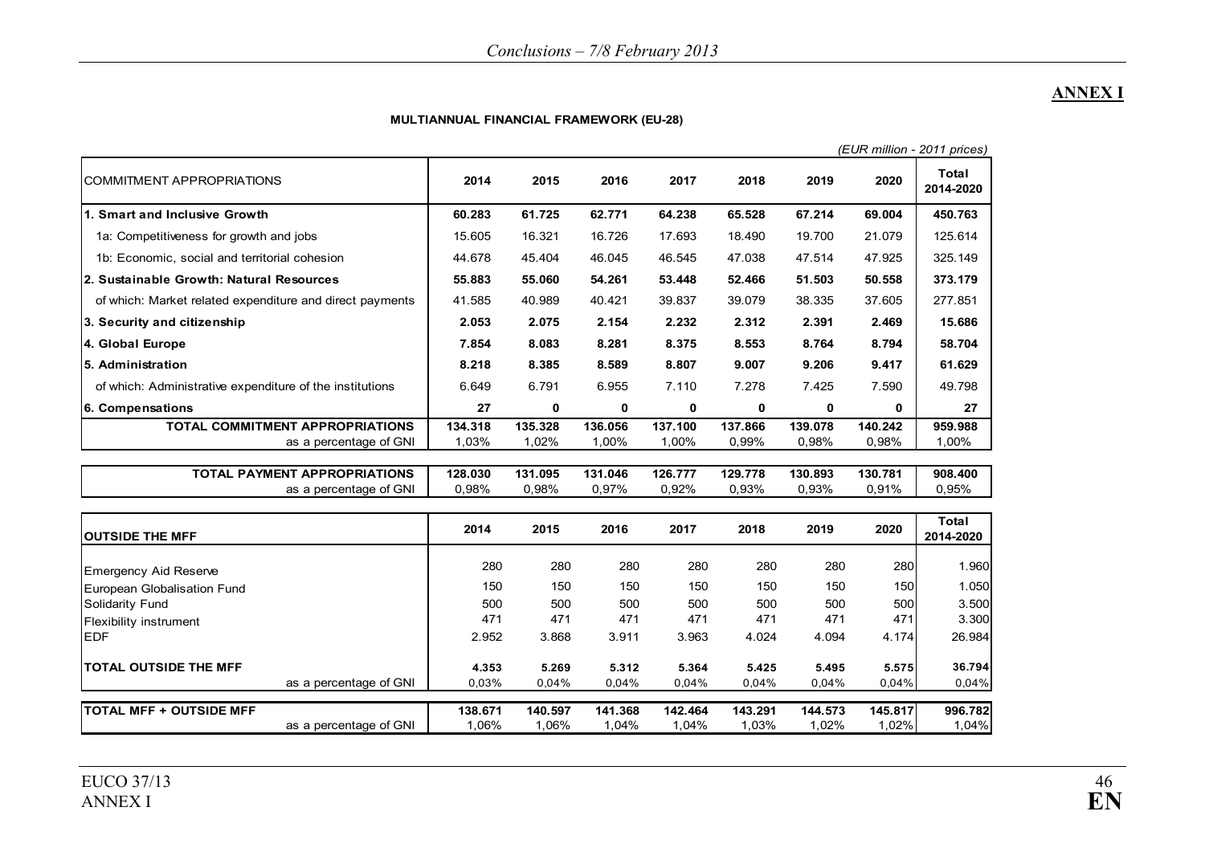## ANNEX I

**MULTIANNUAL FINANCIAL FRAMEWORK (EU-28)**

*(EUR million - 2011 prices)*

| COMMITMENT APPROPRIATIONS | 2014 | 2015 | 2016 | 2017 | 2018 | 2019 | 2020 | Total 2014-2020 |
|---|---|---|---|---|---|---|---|---|
| **1. Smart and Inclusive Growth** | **60.283** | **61.725** | **62.771** | **64.238** | **65.528** | **67.214** | **69.004** | **450.763** |
| 1a: Competitiveness for growth and jobs | 15.605 | 16.321 | 16.726 | 17.693 | 18.490 | 19.700 | 21.079 | 125.614 |
| 1b: Economic, social and territorial cohesion | 44.678 | 45.404 | 46.045 | 46.545 | 47.038 | 47.514 | 47.925 | 325.149 |
| **2. Sustainable Growth: Natural Resources** | **55.883** | **55.060** | **54.261** | **53.448** | **52.466** | **51.503** | **50.558** | **373.179** |
| of which: Market related expenditure and direct payments | 41.585 | 40.989 | 40.421 | 39.837 | 39.079 | 38.335 | 37.605 | 277.851 |
| **3. Security and citizenship** | **2.053** | **2.075** | **2.154** | **2.232** | **2.312** | **2.391** | **2.469** | **15.686** |
| **4. Global Europe** | **7.854** | **8.083** | **8.281** | **8.375** | **8.553** | **8.764** | **8.794** | **58.704** |
| **5. Administration** | **8.218** | **8.385** | **8.589** | **8.807** | **9.007** | **9.206** | **9.417** | **61.629** |
| of which: Administrative expenditure of the institutions | 6.649 | 6.791 | 6.955 | 7.110 | 7.278 | 7.425 | 7.590 | 49.798 |
| **6. Compensations** | **27** | **0** | **0** | **0** | **0** | **0** | **0** | **27** |
| **TOTAL COMMITMENT APPROPRIATIONS** | **134.318** | **135.328** | **136.056** | **137.100** | **137.866** | **139.078** | **140.242** | **959.988** |
| as a percentage of GNI | 1,03% | 1,02% | 1,00% | 1,00% | 0,99% | 0,98% | 0,98% | 1,00% |

| | 2014 | 2015 | 2016 | 2017 | 2018 | 2019 | 2020 | Total 2014-2020 |
|---|---|---|---|---|---|---|---|---|
| **TOTAL PAYMENT APPROPRIATIONS** | **128.030** | **131.095** | **131.046** | **126.777** | **129.778** | **130.893** | **130.781** | **908.400** |
| as a percentage of GNI | 0,98% | 0,98% | 0,97% | 0,92% | 0,93% | 0,93% | 0,91% | 0,95% |

| OUTSIDE THE MFF | 2014 | 2015 | 2016 | 2017 | 2018 | 2019 | 2020 | Total 2014-2020 |
|---|---|---|---|---|---|---|---|---|
| Emergency Aid Reserve | 280 | 280 | 280 | 280 | 280 | 280 | 280 | 1.960 |
| European Globalisation Fund | 150 | 150 | 150 | 150 | 150 | 150 | 150 | 1.050 |
| Solidarity Fund | 500 | 500 | 500 | 500 | 500 | 500 | 500 | 3.500 |
| Flexibility instrument | 471 | 471 | 471 | 471 | 471 | 471 | 471 | 3.300 |
| EDF | 2.952 | 3.868 | 3.911 | 3.963 | 4.024 | 4.094 | 4.174 | 26.984 |
| **TOTAL OUTSIDE THE MFF** | **4.353** | **5.269** | **5.312** | **5.364** | **5.425** | **5.495** | **5.575** | **36.794** |
| as a percentage of GNI | 0,03% | 0,04% | 0,04% | 0,04% | 0,04% | 0,04% | 0,04% | 0,04% |
| **TOTAL MFF + OUTSIDE MFF** | **138.671** | **140.597** | **141.368** | **142.464** | **143.291** | **144.573** | **145.817** | **996.782** |
| as a percentage of GNI | 1,06% | 1,06% | 1,04% | 1,04% | 1,03% | 1,02% | 1,02% | 1,04% |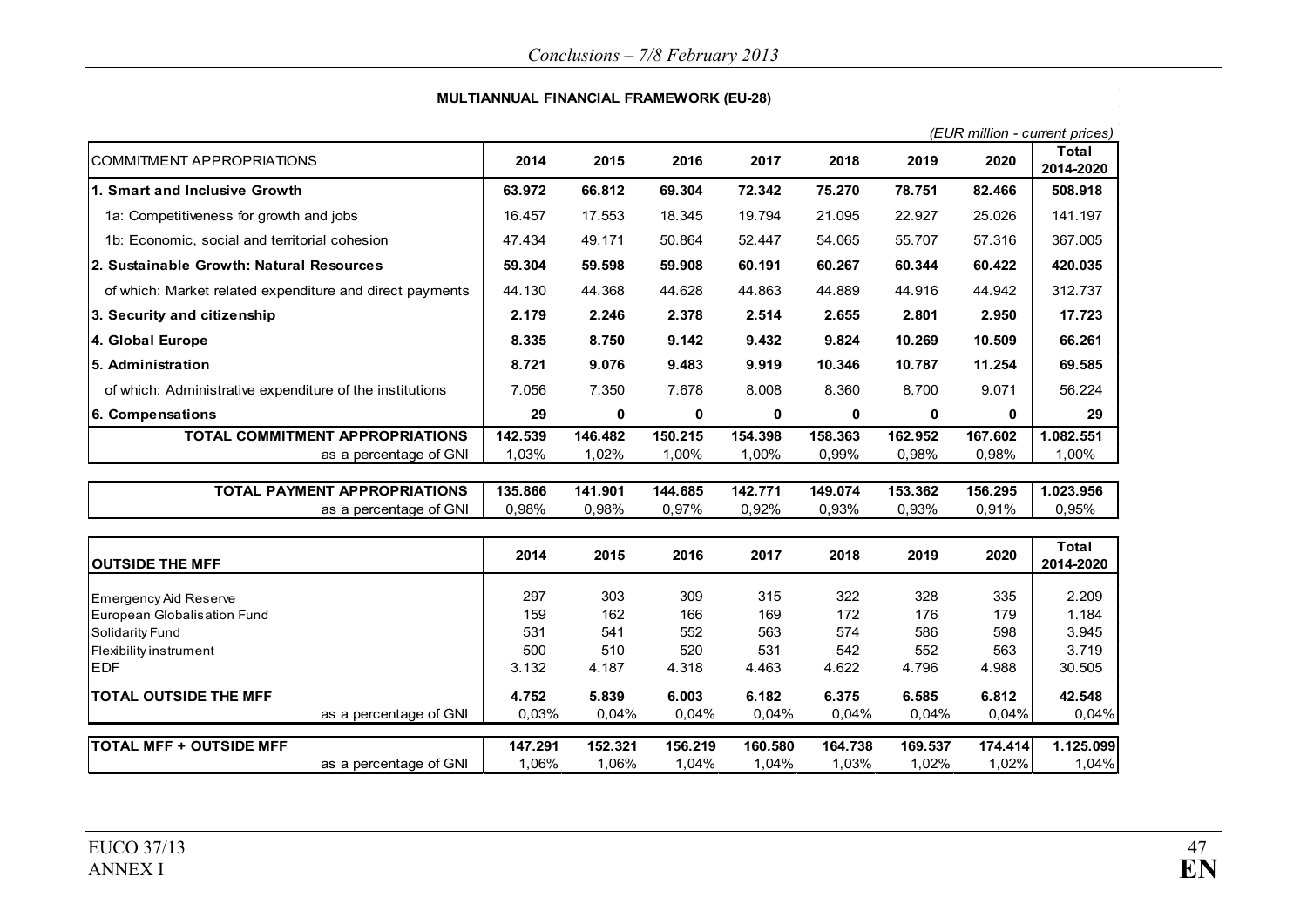**MULTIANNUAL FINANCIAL FRAMEWORK (EU-28)**

*(EUR million - current prices)*

| COMMITMENT APPROPRIATIONS | 2014 | 2015 | 2016 | 2017 | 2018 | 2019 | 2020 | Total 2014-2020 |
|---|---|---|---|---|---|---|---|---|
| **1. Smart and Inclusive Growth** | **63.972** | **66.812** | **69.304** | **72.342** | **75.270** | **78.751** | **82.466** | **508.918** |
| 1a: Competitiveness for growth and jobs | 16.457 | 17.553 | 18.345 | 19.794 | 21.095 | 22.927 | 25.026 | 141.197 |
| 1b: Economic, social and territorial cohesion | 47.434 | 49.171 | 50.864 | 52.447 | 54.065 | 55.707 | 57.316 | 367.005 |
| **2. Sustainable Growth: Natural Resources** | **59.304** | **59.598** | **59.908** | **60.191** | **60.267** | **60.344** | **60.422** | **420.035** |
| of which: Market related expenditure and direct payments | 44.130 | 44.368 | 44.628 | 44.863 | 44.889 | 44.916 | 44.942 | 312.737 |
| **3. Security and citizenship** | **2.179** | **2.246** | **2.378** | **2.514** | **2.655** | **2.801** | **2.950** | **17.723** |
| **4. Global Europe** | **8.335** | **8.750** | **9.142** | **9.432** | **9.824** | **10.269** | **10.509** | **66.261** |
| **5. Administration** | **8.721** | **9.076** | **9.483** | **9.919** | **10.346** | **10.787** | **11.254** | **69.585** |
| of which: Administrative expenditure of the institutions | 7.056 | 7.350 | 7.678 | 8.008 | 8.360 | 8.700 | 9.071 | 56.224 |
| **6. Compensations** | **29** | **0** | **0** | **0** | **0** | **0** | **0** | **29** |
| **TOTAL COMMITMENT APPROPRIATIONS** | **142.539** | **146.482** | **150.215** | **154.398** | **158.363** | **162.952** | **167.602** | **1.082.551** |
| as a percentage of GNI | 1,03% | 1,02% | 1,00% | 1,00% | 0,99% | 0,98% | 0,98% | 1,00% |

| | 2014 | 2015 | 2016 | 2017 | 2018 | 2019 | 2020 | Total 2014-2020 |
|---|---|---|---|---|---|---|---|---|
| **TOTAL PAYMENT APPROPRIATIONS** | **135.866** | **141.901** | **144.685** | **142.771** | **149.074** | **153.362** | **156.295** | **1.023.956** |
| as a percentage of GNI | 0,98% | 0,98% | 0,97% | 0,92% | 0,93% | 0,93% | 0,91% | 0,95% |

| **OUTSIDE THE MFF** | 2014 | 2015 | 2016 | 2017 | 2018 | 2019 | 2020 | Total 2014-2020 |
|---|---|---|---|---|---|---|---|---|
| Emergency Aid Reserve | 297 | 303 | 309 | 315 | 322 | 328 | 335 | 2.209 |
| European Globalisation Fund | 159 | 162 | 166 | 169 | 172 | 176 | 179 | 1.184 |
| Solidarity Fund | 531 | 541 | 552 | 563 | 574 | 586 | 598 | 3.945 |
| Flexibility instrument | 500 | 510 | 520 | 531 | 542 | 552 | 563 | 3.719 |
| EDF | 3.132 | 4.187 | 4.318 | 4.463 | 4.622 | 4.796 | 4.988 | 30.505 |
| **TOTAL OUTSIDE THE MFF** | **4.752** | **5.839** | **6.003** | **6.182** | **6.375** | **6.585** | **6.812** | **42.548** |
| as a percentage of GNI | 0,03% | 0,04% | 0,04% | 0,04% | 0,04% | 0,04% | 0,04% | 0,04% |

| | 2014 | 2015 | 2016 | 2017 | 2018 | 2019 | 2020 | Total 2014-2020 |
|---|---|---|---|---|---|---|---|---|
| **TOTAL MFF + OUTSIDE MFF** | **147.291** | **152.321** | **156.219** | **160.580** | **164.738** | **169.537** | **174.414** | **1.125.099** |
| as a percentage of GNI | 1,06% | 1,06% | 1,04% | 1,04% | 1,03% | 1,02% | 1,02% | 1,04% |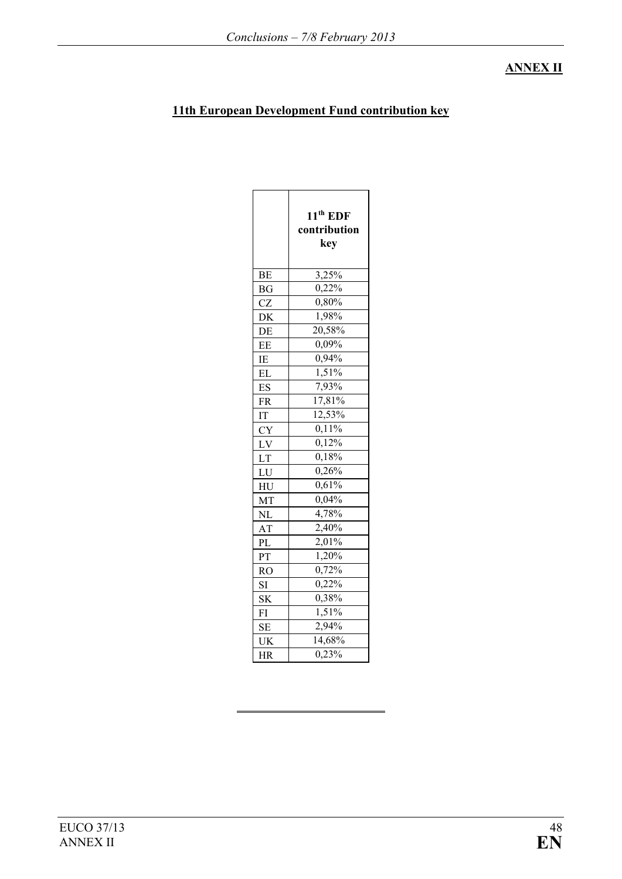**ANNEX II**

## 11th European Development Fund contribution key

| | 11th EDF contribution key |
|---|---|
| BE | 3,25% |
| BG | 0,22% |
| CZ | 0,80% |
| DK | 1,98% |
| DE | 20,58% |
| EE | 0,09% |
| IE | 0,94% |
| EL | 1,51% |
| ES | 7,93% |
| FR | 17,81% |
| IT | 12,53% |
| CY | 0,11% |
| LV | 0,12% |
| LT | 0,18% |
| LU | 0,26% |
| HU | 0,61% |
| MT | 0,04% |
| NL | 4,78% |
| AT | 2,40% |
| PL | 2,01% |
| PT | 1,20% |
| RO | 0,72% |
| SI | 0,22% |
| SK | 0,38% |
| FI | 1,51% |
| SE | 2,94% |
| UK | 14,68% |
| HR | 0,23% |